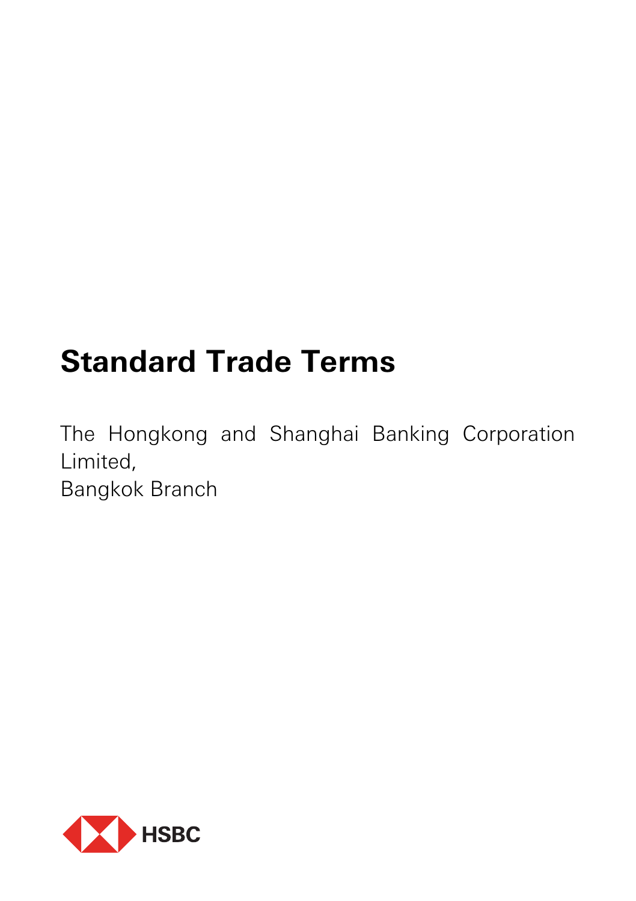# Standard Trade Terms

The Hongkong and Shanghai Banking Corporation Limited,
Bangkok Branch

HSBC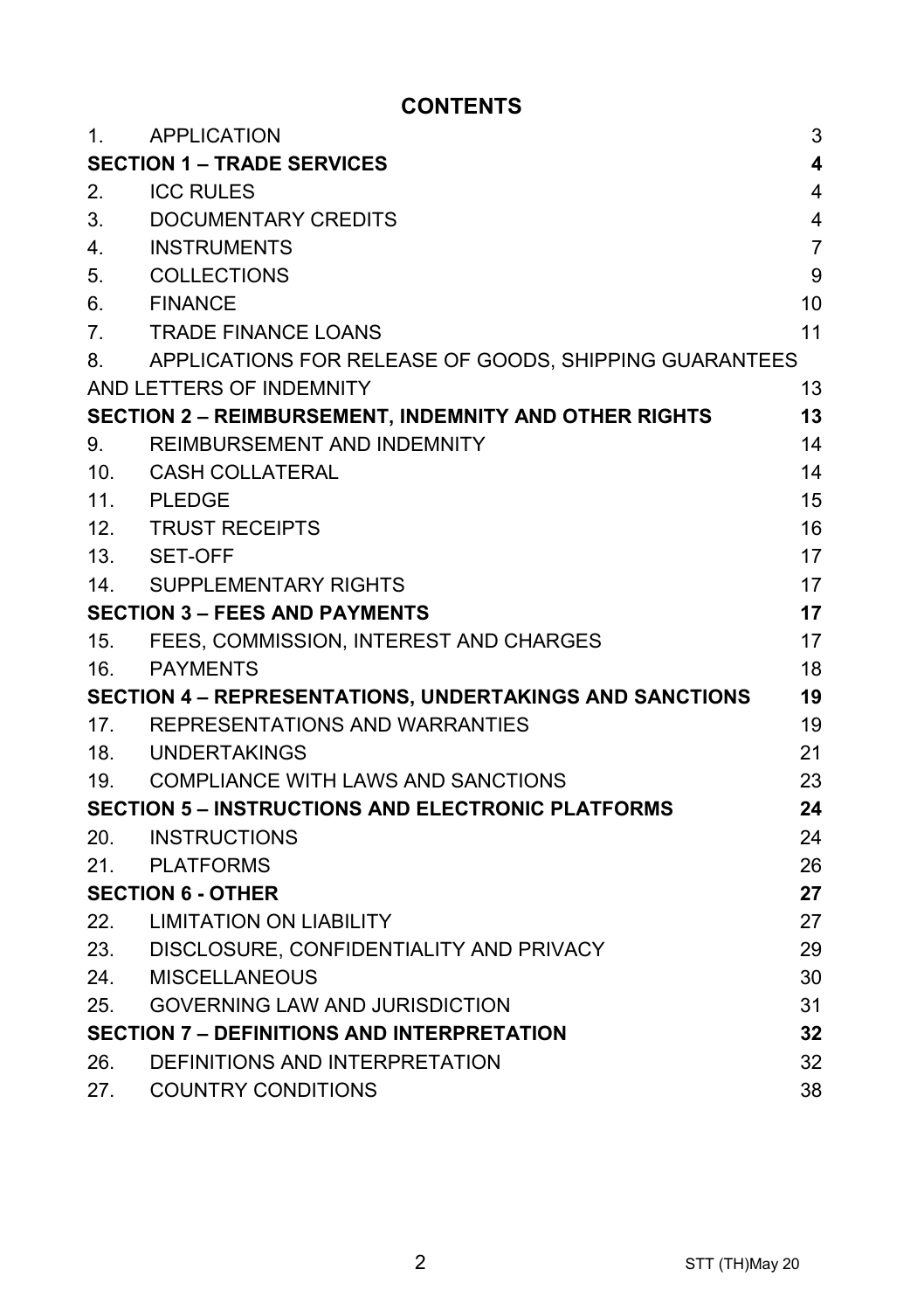# CONTENTS

| | | |
|---|---|---|
| 1. | APPLICATION | 3 |
| **SECTION 1 – TRADE SERVICES** | | **4** |
| 2. | ICC RULES | 4 |
| 3. | DOCUMENTARY CREDITS | 4 |
| 4. | INSTRUMENTS | 7 |
| 5. | COLLECTIONS | 9 |
| 6. | FINANCE | 10 |
| 7. | TRADE FINANCE LOANS | 11 |
| 8. | APPLICATIONS FOR RELEASE OF GOODS, SHIPPING GUARANTEES AND LETTERS OF INDEMNITY | 13 |
| **SECTION 2 – REIMBURSEMENT, INDEMNITY AND OTHER RIGHTS** | | **13** |
| 9. | REIMBURSEMENT AND INDEMNITY | 14 |
| 10. | CASH COLLATERAL | 14 |
| 11. | PLEDGE | 15 |
| 12. | TRUST RECEIPTS | 16 |
| 13. | SET-OFF | 17 |
| 14. | SUPPLEMENTARY RIGHTS | 17 |
| **SECTION 3 – FEES AND PAYMENTS** | | **17** |
| 15. | FEES, COMMISSION, INTEREST AND CHARGES | 17 |
| 16. | PAYMENTS | 18 |
| **SECTION 4 – REPRESENTATIONS, UNDERTAKINGS AND SANCTIONS** | | **19** |
| 17. | REPRESENTATIONS AND WARRANTIES | 19 |
| 18. | UNDERTAKINGS | 21 |
| 19. | COMPLIANCE WITH LAWS AND SANCTIONS | 23 |
| **SECTION 5 – INSTRUCTIONS AND ELECTRONIC PLATFORMS** | | **24** |
| 20. | INSTRUCTIONS | 24 |
| 21. | PLATFORMS | 26 |
| **SECTION 6 - OTHER** | | **27** |
| 22. | LIMITATION ON LIABILITY | 27 |
| 23. | DISCLOSURE, CONFIDENTIALITY AND PRIVACY | 29 |
| 24. | MISCELLANEOUS | 30 |
| 25. | GOVERNING LAW AND JURISDICTION | 31 |
| **SECTION 7 – DEFINITIONS AND INTERPRETATION** | | **32** |
| 26. | DEFINITIONS AND INTERPRETATION | 32 |
| 27. | COUNTRY CONDITIONS | 38 |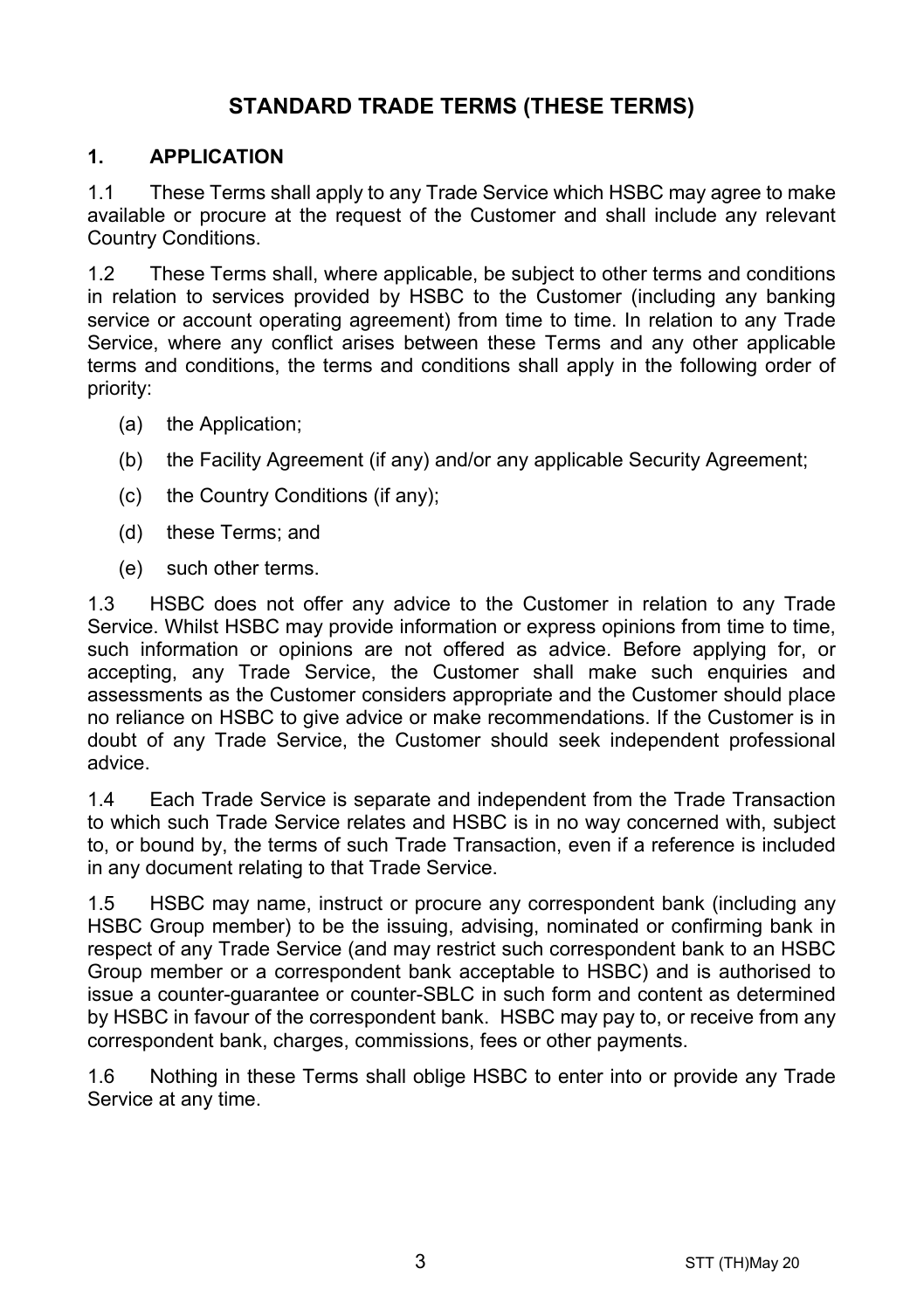# STANDARD TRADE TERMS (THESE TERMS)

## 1. APPLICATION

1.1 These Terms shall apply to any Trade Service which HSBC may agree to make available or procure at the request of the Customer and shall include any relevant Country Conditions.

1.2 These Terms shall, where applicable, be subject to other terms and conditions in relation to services provided by HSBC to the Customer (including any banking service or account operating agreement) from time to time. In relation to any Trade Service, where any conflict arises between these Terms and any other applicable terms and conditions, the terms and conditions shall apply in the following order of priority:

(a) the Application;

(b) the Facility Agreement (if any) and/or any applicable Security Agreement;

(c) the Country Conditions (if any);

(d) these Terms; and

(e) such other terms.

1.3 HSBC does not offer any advice to the Customer in relation to any Trade Service. Whilst HSBC may provide information or express opinions from time to time, such information or opinions are not offered as advice. Before applying for, or accepting, any Trade Service, the Customer shall make such enquiries and assessments as the Customer considers appropriate and the Customer should place no reliance on HSBC to give advice or make recommendations. If the Customer is in doubt of any Trade Service, the Customer should seek independent professional advice.

1.4 Each Trade Service is separate and independent from the Trade Transaction to which such Trade Service relates and HSBC is in no way concerned with, subject to, or bound by, the terms of such Trade Transaction, even if a reference is included in any document relating to that Trade Service.

1.5 HSBC may name, instruct or procure any correspondent bank (including any HSBC Group member) to be the issuing, advising, nominated or confirming bank in respect of any Trade Service (and may restrict such correspondent bank to an HSBC Group member or a correspondent bank acceptable to HSBC) and is authorised to issue a counter-guarantee or counter-SBLC in such form and content as determined by HSBC in favour of the correspondent bank. HSBC may pay to, or receive from any correspondent bank, charges, commissions, fees or other payments.

1.6 Nothing in these Terms shall oblige HSBC to enter into or provide any Trade Service at any time.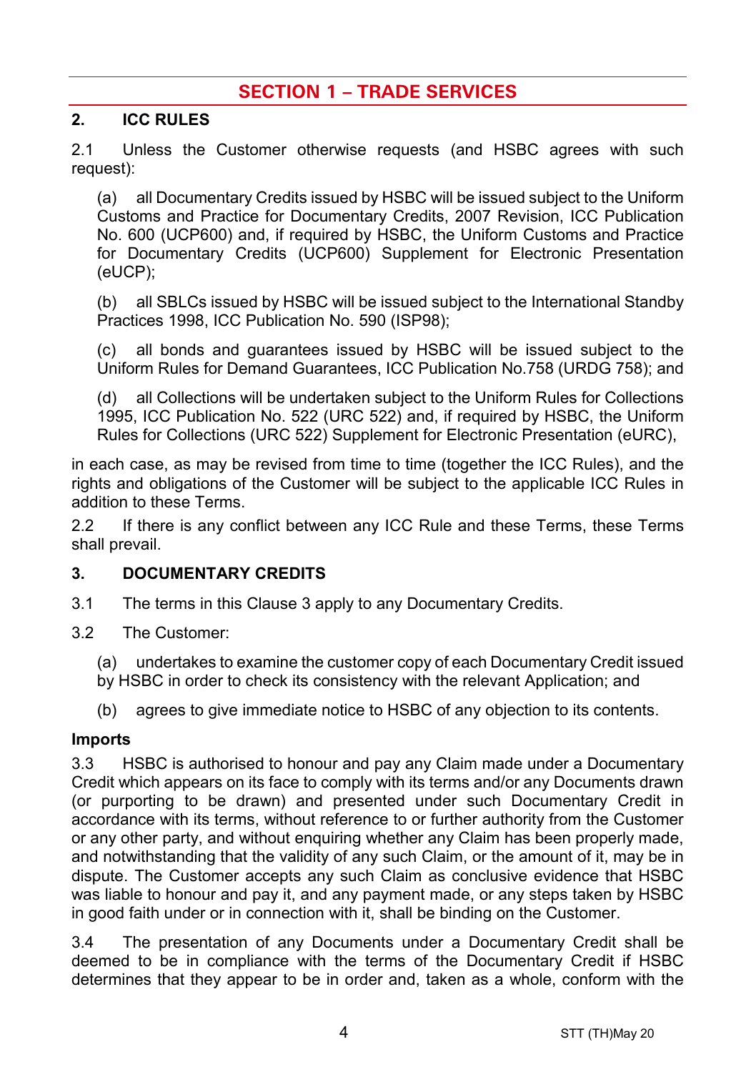# SECTION 1 – TRADE SERVICES

## 2. ICC RULES

2.1 Unless the Customer otherwise requests (and HSBC agrees with such request):

(a) all Documentary Credits issued by HSBC will be issued subject to the Uniform Customs and Practice for Documentary Credits, 2007 Revision, ICC Publication No. 600 (UCP600) and, if required by HSBC, the Uniform Customs and Practice for Documentary Credits (UCP600) Supplement for Electronic Presentation (eUCP);

(b) all SBLCs issued by HSBC will be issued subject to the International Standby Practices 1998, ICC Publication No. 590 (ISP98);

(c) all bonds and guarantees issued by HSBC will be issued subject to the Uniform Rules for Demand Guarantees, ICC Publication No.758 (URDG 758); and

(d) all Collections will be undertaken subject to the Uniform Rules for Collections 1995, ICC Publication No. 522 (URC 522) and, if required by HSBC, the Uniform Rules for Collections (URC 522) Supplement for Electronic Presentation (eURC),

in each case, as may be revised from time to time (together the ICC Rules), and the rights and obligations of the Customer will be subject to the applicable ICC Rules in addition to these Terms.

2.2 If there is any conflict between any ICC Rule and these Terms, these Terms shall prevail.

## 3. DOCUMENTARY CREDITS

3.1 The terms in this Clause 3 apply to any Documentary Credits.

3.2 The Customer:

(a) undertakes to examine the customer copy of each Documentary Credit issued by HSBC in order to check its consistency with the relevant Application; and

(b) agrees to give immediate notice to HSBC of any objection to its contents.

### Imports

3.3 HSBC is authorised to honour and pay any Claim made under a Documentary Credit which appears on its face to comply with its terms and/or any Documents drawn (or purporting to be drawn) and presented under such Documentary Credit in accordance with its terms, without reference to or further authority from the Customer or any other party, and without enquiring whether any Claim has been properly made, and notwithstanding that the validity of any such Claim, or the amount of it, may be in dispute. The Customer accepts any such Claim as conclusive evidence that HSBC was liable to honour and pay it, and any payment made, or any steps taken by HSBC in good faith under or in connection with it, shall be binding on the Customer.

3.4 The presentation of any Documents under a Documentary Credit shall be deemed to be in compliance with the terms of the Documentary Credit if HSBC determines that they appear to be in order and, taken as a whole, conform with the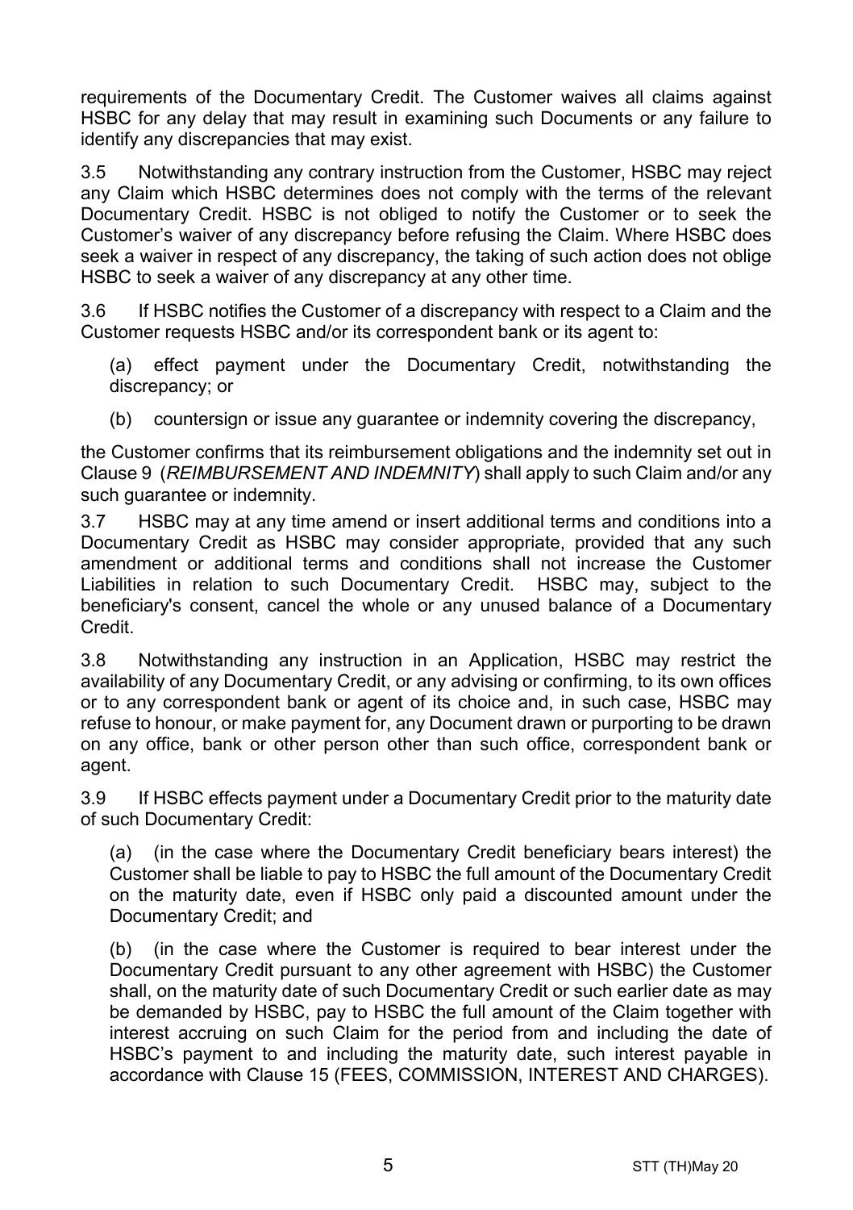requirements of the Documentary Credit. The Customer waives all claims against HSBC for any delay that may result in examining such Documents or any failure to identify any discrepancies that may exist.

3.5 Notwithstanding any contrary instruction from the Customer, HSBC may reject any Claim which HSBC determines does not comply with the terms of the relevant Documentary Credit. HSBC is not obliged to notify the Customer or to seek the Customer's waiver of any discrepancy before refusing the Claim. Where HSBC does seek a waiver in respect of any discrepancy, the taking of such action does not oblige HSBC to seek a waiver of any discrepancy at any other time.

3.6 If HSBC notifies the Customer of a discrepancy with respect to a Claim and the Customer requests HSBC and/or its correspondent bank or its agent to:

(a) effect payment under the Documentary Credit, notwithstanding the discrepancy; or

(b) countersign or issue any guarantee or indemnity covering the discrepancy,

the Customer confirms that its reimbursement obligations and the indemnity set out in Clause 9 (*REIMBURSEMENT AND INDEMNITY*) shall apply to such Claim and/or any such guarantee or indemnity.

3.7 HSBC may at any time amend or insert additional terms and conditions into a Documentary Credit as HSBC may consider appropriate, provided that any such amendment or additional terms and conditions shall not increase the Customer Liabilities in relation to such Documentary Credit. HSBC may, subject to the beneficiary's consent, cancel the whole or any unused balance of a Documentary Credit.

3.8 Notwithstanding any instruction in an Application, HSBC may restrict the availability of any Documentary Credit, or any advising or confirming, to its own offices or to any correspondent bank or agent of its choice and, in such case, HSBC may refuse to honour, or make payment for, any Document drawn or purporting to be drawn on any office, bank or other person other than such office, correspondent bank or agent.

3.9 If HSBC effects payment under a Documentary Credit prior to the maturity date of such Documentary Credit:

(a) (in the case where the Documentary Credit beneficiary bears interest) the Customer shall be liable to pay to HSBC the full amount of the Documentary Credit on the maturity date, even if HSBC only paid a discounted amount under the Documentary Credit; and

(b) (in the case where the Customer is required to bear interest under the Documentary Credit pursuant to any other agreement with HSBC) the Customer shall, on the maturity date of such Documentary Credit or such earlier date as may be demanded by HSBC, pay to HSBC the full amount of the Claim together with interest accruing on such Claim for the period from and including the date of HSBC's payment to and including the maturity date, such interest payable in accordance with Clause 15 (FEES, COMMISSION, INTEREST AND CHARGES).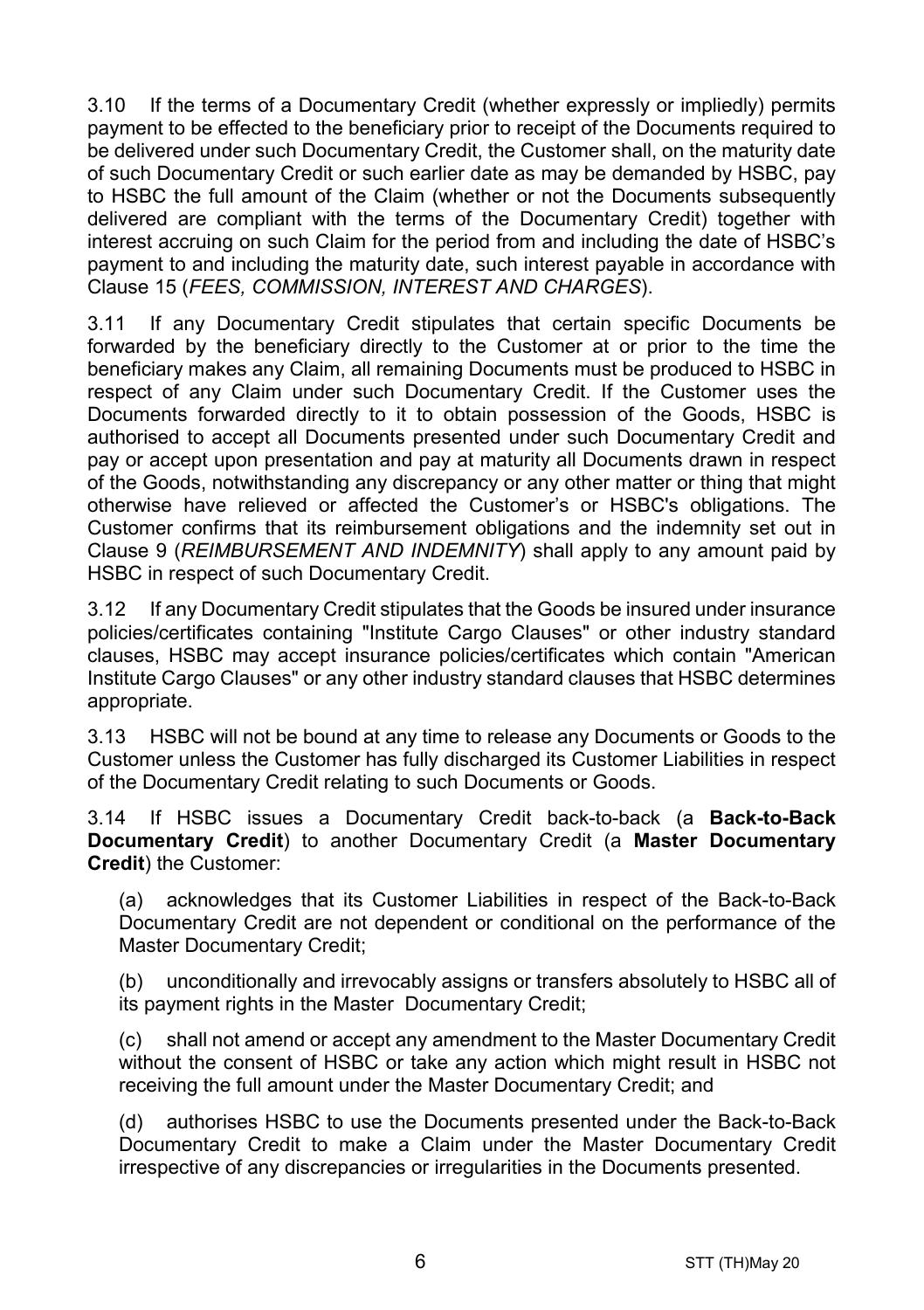3.10 If the terms of a Documentary Credit (whether expressly or impliedly) permits payment to be effected to the beneficiary prior to receipt of the Documents required to be delivered under such Documentary Credit, the Customer shall, on the maturity date of such Documentary Credit or such earlier date as may be demanded by HSBC, pay to HSBC the full amount of the Claim (whether or not the Documents subsequently delivered are compliant with the terms of the Documentary Credit) together with interest accruing on such Claim for the period from and including the date of HSBC's payment to and including the maturity date, such interest payable in accordance with Clause 15 (*FEES, COMMISSION, INTEREST AND CHARGES*).

3.11 If any Documentary Credit stipulates that certain specific Documents be forwarded by the beneficiary directly to the Customer at or prior to the time the beneficiary makes any Claim, all remaining Documents must be produced to HSBC in respect of any Claim under such Documentary Credit. If the Customer uses the Documents forwarded directly to it to obtain possession of the Goods, HSBC is authorised to accept all Documents presented under such Documentary Credit and pay or accept upon presentation and pay at maturity all Documents drawn in respect of the Goods, notwithstanding any discrepancy or any other matter or thing that might otherwise have relieved or affected the Customer's or HSBC's obligations. The Customer confirms that its reimbursement obligations and the indemnity set out in Clause 9 (*REIMBURSEMENT AND INDEMNITY*) shall apply to any amount paid by HSBC in respect of such Documentary Credit.

3.12 If any Documentary Credit stipulates that the Goods be insured under insurance policies/certificates containing "Institute Cargo Clauses" or other industry standard clauses, HSBC may accept insurance policies/certificates which contain "American Institute Cargo Clauses" or any other industry standard clauses that HSBC determines appropriate.

3.13 HSBC will not be bound at any time to release any Documents or Goods to the Customer unless the Customer has fully discharged its Customer Liabilities in respect of the Documentary Credit relating to such Documents or Goods.

3.14 If HSBC issues a Documentary Credit back-to-back (a **Back-to-Back Documentary Credit**) to another Documentary Credit (a **Master Documentary Credit**) the Customer:

(a) acknowledges that its Customer Liabilities in respect of the Back-to-Back Documentary Credit are not dependent or conditional on the performance of the Master Documentary Credit;

(b) unconditionally and irrevocably assigns or transfers absolutely to HSBC all of its payment rights in the Master Documentary Credit;

(c) shall not amend or accept any amendment to the Master Documentary Credit without the consent of HSBC or take any action which might result in HSBC not receiving the full amount under the Master Documentary Credit; and

(d) authorises HSBC to use the Documents presented under the Back-to-Back Documentary Credit to make a Claim under the Master Documentary Credit irrespective of any discrepancies or irregularities in the Documents presented.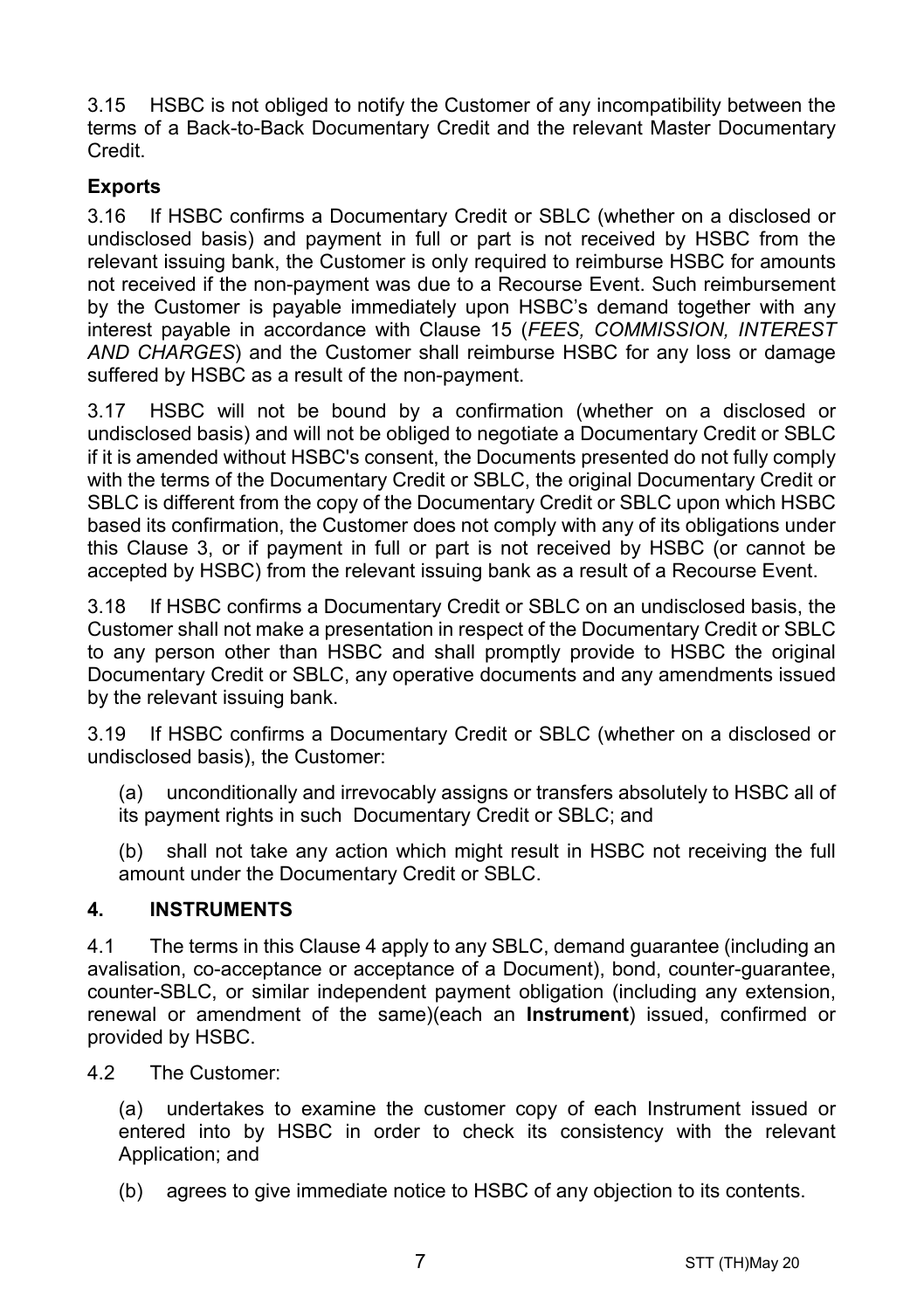3.15 HSBC is not obliged to notify the Customer of any incompatibility between the terms of a Back-to-Back Documentary Credit and the relevant Master Documentary Credit.

**Exports**

3.16 If HSBC confirms a Documentary Credit or SBLC (whether on a disclosed or undisclosed basis) and payment in full or part is not received by HSBC from the relevant issuing bank, the Customer is only required to reimburse HSBC for amounts not received if the non-payment was due to a Recourse Event. Such reimbursement by the Customer is payable immediately upon HSBC's demand together with any interest payable in accordance with Clause 15 (*FEES, COMMISSION, INTEREST AND CHARGES*) and the Customer shall reimburse HSBC for any loss or damage suffered by HSBC as a result of the non-payment.

3.17 HSBC will not be bound by a confirmation (whether on a disclosed or undisclosed basis) and will not be obliged to negotiate a Documentary Credit or SBLC if it is amended without HSBC's consent, the Documents presented do not fully comply with the terms of the Documentary Credit or SBLC, the original Documentary Credit or SBLC is different from the copy of the Documentary Credit or SBLC upon which HSBC based its confirmation, the Customer does not comply with any of its obligations under this Clause 3, or if payment in full or part is not received by HSBC (or cannot be accepted by HSBC) from the relevant issuing bank as a result of a Recourse Event.

3.18 If HSBC confirms a Documentary Credit or SBLC on an undisclosed basis, the Customer shall not make a presentation in respect of the Documentary Credit or SBLC to any person other than HSBC and shall promptly provide to HSBC the original Documentary Credit or SBLC, any operative documents and any amendments issued by the relevant issuing bank.

3.19 If HSBC confirms a Documentary Credit or SBLC (whether on a disclosed or undisclosed basis), the Customer:

(a) unconditionally and irrevocably assigns or transfers absolutely to HSBC all of its payment rights in such Documentary Credit or SBLC; and

(b) shall not take any action which might result in HSBC not receiving the full amount under the Documentary Credit or SBLC.

## 4. INSTRUMENTS

4.1 The terms in this Clause 4 apply to any SBLC, demand guarantee (including an avalisation, co-acceptance or acceptance of a Document), bond, counter-guarantee, counter-SBLC, or similar independent payment obligation (including any extension, renewal or amendment of the same)(each an **Instrument**) issued, confirmed or provided by HSBC.

4.2 The Customer:

(a) undertakes to examine the customer copy of each Instrument issued or entered into by HSBC in order to check its consistency with the relevant Application; and

(b) agrees to give immediate notice to HSBC of any objection to its contents.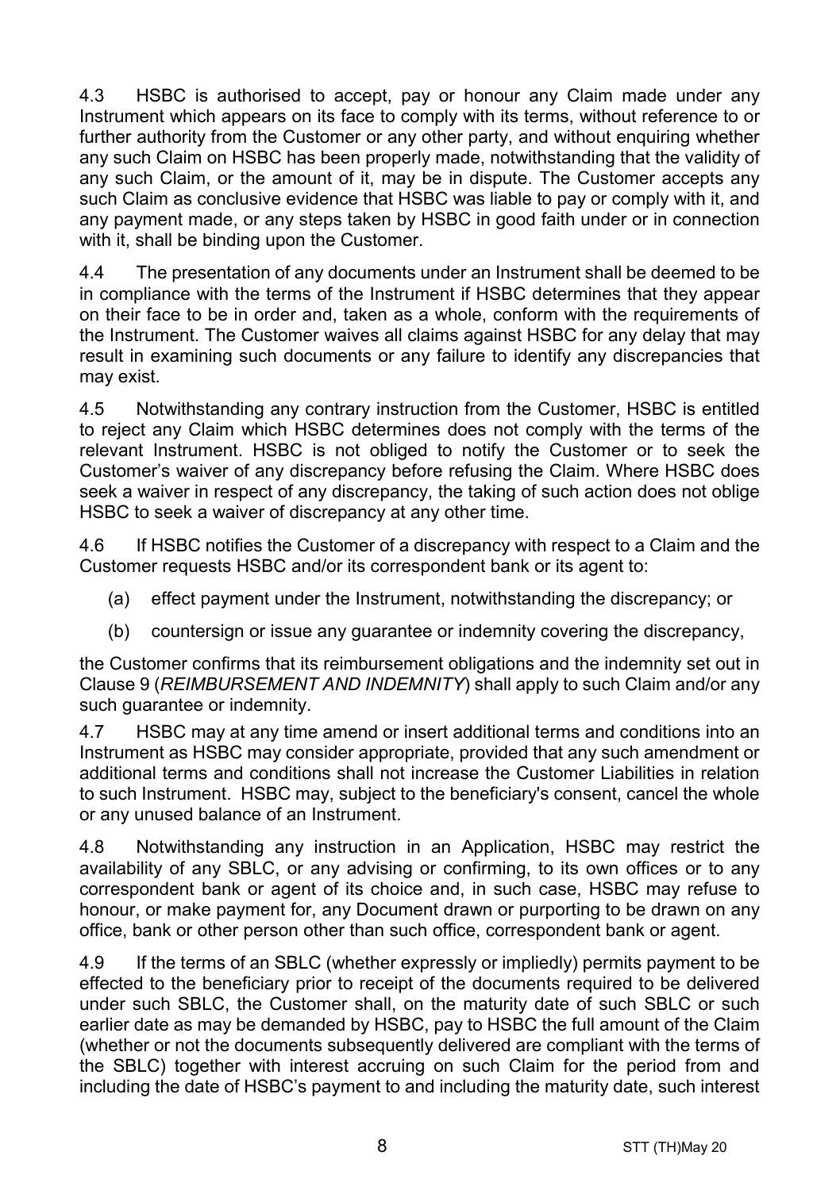4.3 HSBC is authorised to accept, pay or honour any Claim made under any Instrument which appears on its face to comply with its terms, without reference to or further authority from the Customer or any other party, and without enquiring whether any such Claim on HSBC has been properly made, notwithstanding that the validity of any such Claim, or the amount of it, may be in dispute. The Customer accepts any such Claim as conclusive evidence that HSBC was liable to pay or comply with it, and any payment made, or any steps taken by HSBC in good faith under or in connection with it, shall be binding upon the Customer.

4.4 The presentation of any documents under an Instrument shall be deemed to be in compliance with the terms of the Instrument if HSBC determines that they appear on their face to be in order and, taken as a whole, conform with the requirements of the Instrument. The Customer waives all claims against HSBC for any delay that may result in examining such documents or any failure to identify any discrepancies that may exist.

4.5 Notwithstanding any contrary instruction from the Customer, HSBC is entitled to reject any Claim which HSBC determines does not comply with the terms of the relevant Instrument. HSBC is not obliged to notify the Customer or to seek the Customer's waiver of any discrepancy before refusing the Claim. Where HSBC does seek a waiver in respect of any discrepancy, the taking of such action does not oblige HSBC to seek a waiver of discrepancy at any other time.

4.6 If HSBC notifies the Customer of a discrepancy with respect to a Claim and the Customer requests HSBC and/or its correspondent bank or its agent to:

(a) effect payment under the Instrument, notwithstanding the discrepancy; or

(b) countersign or issue any guarantee or indemnity covering the discrepancy,

the Customer confirms that its reimbursement obligations and the indemnity set out in Clause 9 (*REIMBURSEMENT AND INDEMNITY*) shall apply to such Claim and/or any such guarantee or indemnity.

4.7 HSBC may at any time amend or insert additional terms and conditions into an Instrument as HSBC may consider appropriate, provided that any such amendment or additional terms and conditions shall not increase the Customer Liabilities in relation to such Instrument. HSBC may, subject to the beneficiary's consent, cancel the whole or any unused balance of an Instrument.

4.8 Notwithstanding any instruction in an Application, HSBC may restrict the availability of any SBLC, or any advising or confirming, to its own offices or to any correspondent bank or agent of its choice and, in such case, HSBC may refuse to honour, or make payment for, any Document drawn or purporting to be drawn on any office, bank or other person other than such office, correspondent bank or agent.

4.9 If the terms of an SBLC (whether expressly or impliedly) permits payment to be effected to the beneficiary prior to receipt of the documents required to be delivered under such SBLC, the Customer shall, on the maturity date of such SBLC or such earlier date as may be demanded by HSBC, pay to HSBC the full amount of the Claim (whether or not the documents subsequently delivered are compliant with the terms of the SBLC) together with interest accruing on such Claim for the period from and including the date of HSBC's payment to and including the maturity date, such interest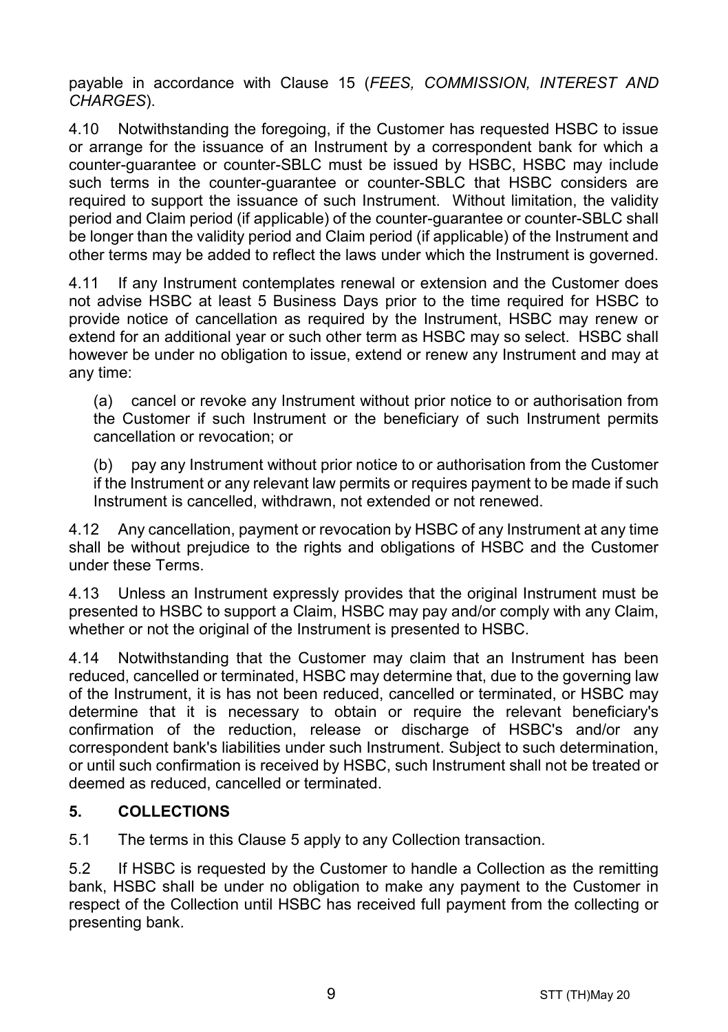payable in accordance with Clause 15 (*FEES, COMMISSION, INTEREST AND CHARGES*).

4.10 Notwithstanding the foregoing, if the Customer has requested HSBC to issue or arrange for the issuance of an Instrument by a correspondent bank for which a counter-guarantee or counter-SBLC must be issued by HSBC, HSBC may include such terms in the counter-guarantee or counter-SBLC that HSBC considers are required to support the issuance of such Instrument. Without limitation, the validity period and Claim period (if applicable) of the counter-guarantee or counter-SBLC shall be longer than the validity period and Claim period (if applicable) of the Instrument and other terms may be added to reflect the laws under which the Instrument is governed.

4.11 If any Instrument contemplates renewal or extension and the Customer does not advise HSBC at least 5 Business Days prior to the time required for HSBC to provide notice of cancellation as required by the Instrument, HSBC may renew or extend for an additional year or such other term as HSBC may so select. HSBC shall however be under no obligation to issue, extend or renew any Instrument and may at any time:

(a) cancel or revoke any Instrument without prior notice to or authorisation from the Customer if such Instrument or the beneficiary of such Instrument permits cancellation or revocation; or

(b) pay any Instrument without prior notice to or authorisation from the Customer if the Instrument or any relevant law permits or requires payment to be made if such Instrument is cancelled, withdrawn, not extended or not renewed.

4.12 Any cancellation, payment or revocation by HSBC of any Instrument at any time shall be without prejudice to the rights and obligations of HSBC and the Customer under these Terms.

4.13 Unless an Instrument expressly provides that the original Instrument must be presented to HSBC to support a Claim, HSBC may pay and/or comply with any Claim, whether or not the original of the Instrument is presented to HSBC.

4.14 Notwithstanding that the Customer may claim that an Instrument has been reduced, cancelled or terminated, HSBC may determine that, due to the governing law of the Instrument, it is has not been reduced, cancelled or terminated, or HSBC may determine that it is necessary to obtain or require the relevant beneficiary's confirmation of the reduction, release or discharge of HSBC's and/or any correspondent bank's liabilities under such Instrument. Subject to such determination, or until such confirmation is received by HSBC, such Instrument shall not be treated or deemed as reduced, cancelled or terminated.

## 5. COLLECTIONS

5.1 The terms in this Clause 5 apply to any Collection transaction.

5.2 If HSBC is requested by the Customer to handle a Collection as the remitting bank, HSBC shall be under no obligation to make any payment to the Customer in respect of the Collection until HSBC has received full payment from the collecting or presenting bank.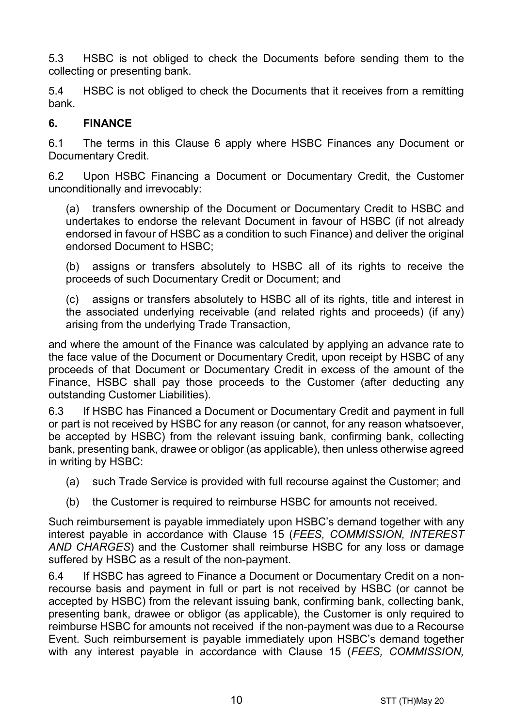5.3 HSBC is not obliged to check the Documents before sending them to the collecting or presenting bank.

5.4 HSBC is not obliged to check the Documents that it receives from a remitting bank.

## 6. FINANCE

6.1 The terms in this Clause 6 apply where HSBC Finances any Document or Documentary Credit.

6.2 Upon HSBC Financing a Document or Documentary Credit, the Customer unconditionally and irrevocably:

(a) transfers ownership of the Document or Documentary Credit to HSBC and undertakes to endorse the relevant Document in favour of HSBC (if not already endorsed in favour of HSBC as a condition to such Finance) and deliver the original endorsed Document to HSBC;

(b) assigns or transfers absolutely to HSBC all of its rights to receive the proceeds of such Documentary Credit or Document; and

(c) assigns or transfers absolutely to HSBC all of its rights, title and interest in the associated underlying receivable (and related rights and proceeds) (if any) arising from the underlying Trade Transaction,

and where the amount of the Finance was calculated by applying an advance rate to the face value of the Document or Documentary Credit, upon receipt by HSBC of any proceeds of that Document or Documentary Credit in excess of the amount of the Finance, HSBC shall pay those proceeds to the Customer (after deducting any outstanding Customer Liabilities).

6.3 If HSBC has Financed a Document or Documentary Credit and payment in full or part is not received by HSBC for any reason (or cannot, for any reason whatsoever, be accepted by HSBC) from the relevant issuing bank, confirming bank, collecting bank, presenting bank, drawee or obligor (as applicable), then unless otherwise agreed in writing by HSBC:

(a) such Trade Service is provided with full recourse against the Customer; and

(b) the Customer is required to reimburse HSBC for amounts not received.

Such reimbursement is payable immediately upon HSBC's demand together with any interest payable in accordance with Clause 15 (*FEES, COMMISSION, INTEREST AND CHARGES*) and the Customer shall reimburse HSBC for any loss or damage suffered by HSBC as a result of the non-payment.

6.4 If HSBC has agreed to Finance a Document or Documentary Credit on a non-recourse basis and payment in full or part is not received by HSBC (or cannot be accepted by HSBC) from the relevant issuing bank, confirming bank, collecting bank, presenting bank, drawee or obligor (as applicable), the Customer is only required to reimburse HSBC for amounts not received if the non-payment was due to a Recourse Event. Such reimbursement is payable immediately upon HSBC's demand together with any interest payable in accordance with Clause 15 (*FEES, COMMISSION,*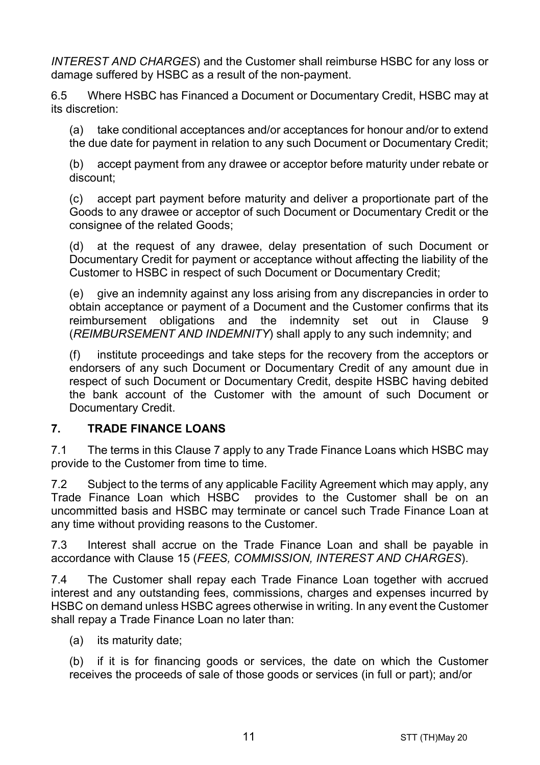*INTEREST AND CHARGES*) and the Customer shall reimburse HSBC for any loss or damage suffered by HSBC as a result of the non-payment.

6.5 Where HSBC has Financed a Document or Documentary Credit, HSBC may at its discretion:

(a) take conditional acceptances and/or acceptances for honour and/or to extend the due date for payment in relation to any such Document or Documentary Credit;

(b) accept payment from any drawee or acceptor before maturity under rebate or discount;

(c) accept part payment before maturity and deliver a proportionate part of the Goods to any drawee or acceptor of such Document or Documentary Credit or the consignee of the related Goods;

(d) at the request of any drawee, delay presentation of such Document or Documentary Credit for payment or acceptance without affecting the liability of the Customer to HSBC in respect of such Document or Documentary Credit;

(e) give an indemnity against any loss arising from any discrepancies in order to obtain acceptance or payment of a Document and the Customer confirms that its reimbursement obligations and the indemnity set out in Clause 9 (*REIMBURSEMENT AND INDEMNITY*) shall apply to any such indemnity; and

(f) institute proceedings and take steps for the recovery from the acceptors or endorsers of any such Document or Documentary Credit of any amount due in respect of such Document or Documentary Credit, despite HSBC having debited the bank account of the Customer with the amount of such Document or Documentary Credit.

## 7. TRADE FINANCE LOANS

7.1 The terms in this Clause 7 apply to any Trade Finance Loans which HSBC may provide to the Customer from time to time.

7.2 Subject to the terms of any applicable Facility Agreement which may apply, any Trade Finance Loan which HSBC provides to the Customer shall be on an uncommitted basis and HSBC may terminate or cancel such Trade Finance Loan at any time without providing reasons to the Customer.

7.3 Interest shall accrue on the Trade Finance Loan and shall be payable in accordance with Clause 15 (*FEES, COMMISSION, INTEREST AND CHARGES*).

7.4 The Customer shall repay each Trade Finance Loan together with accrued interest and any outstanding fees, commissions, charges and expenses incurred by HSBC on demand unless HSBC agrees otherwise in writing. In any event the Customer shall repay a Trade Finance Loan no later than:

(a) its maturity date;

(b) if it is for financing goods or services, the date on which the Customer receives the proceeds of sale of those goods or services (in full or part); and/or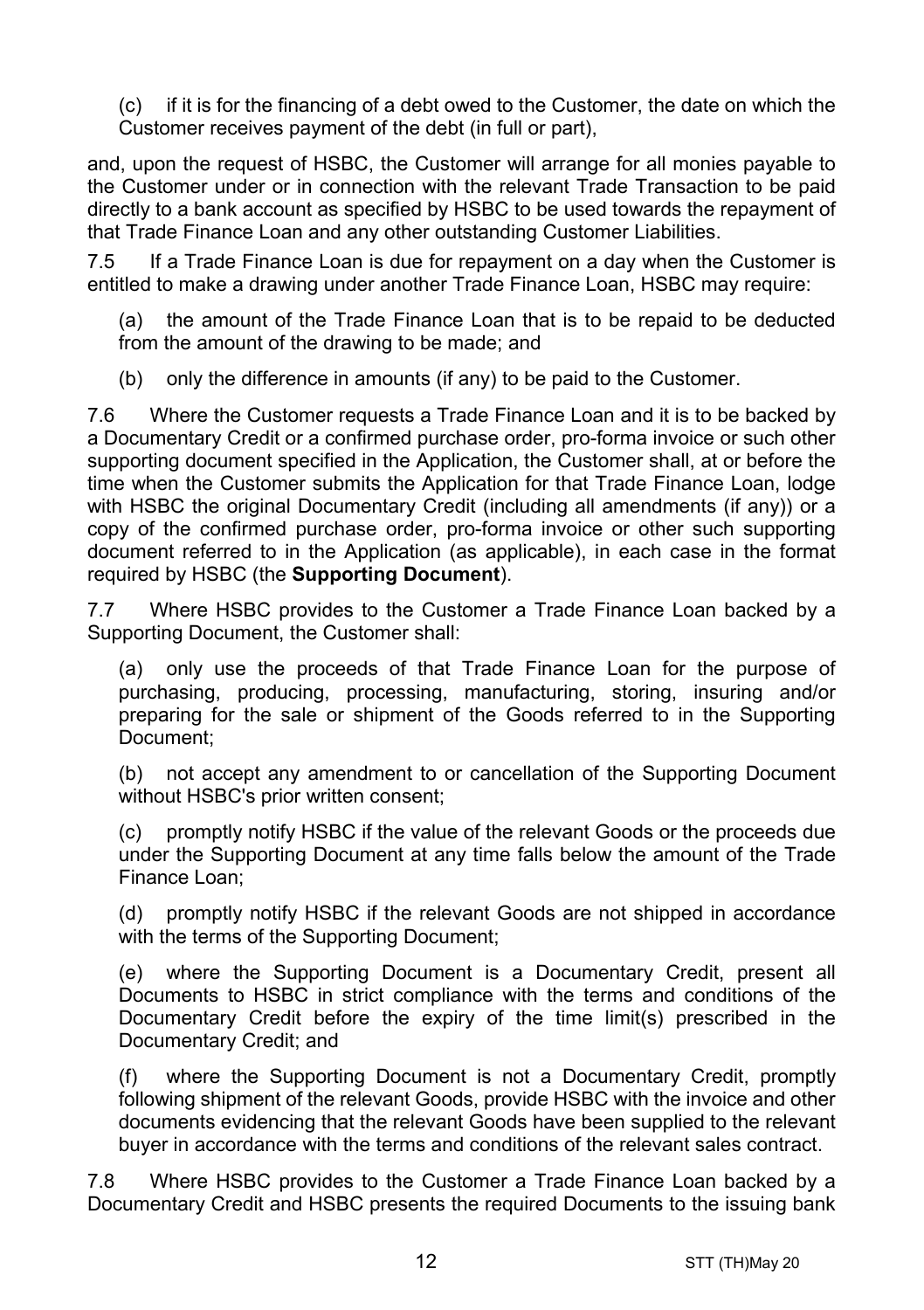(c) if it is for the financing of a debt owed to the Customer, the date on which the Customer receives payment of the debt (in full or part),

and, upon the request of HSBC, the Customer will arrange for all monies payable to the Customer under or in connection with the relevant Trade Transaction to be paid directly to a bank account as specified by HSBC to be used towards the repayment of that Trade Finance Loan and any other outstanding Customer Liabilities.

7.5 If a Trade Finance Loan is due for repayment on a day when the Customer is entitled to make a drawing under another Trade Finance Loan, HSBC may require:

(a) the amount of the Trade Finance Loan that is to be repaid to be deducted from the amount of the drawing to be made; and

(b) only the difference in amounts (if any) to be paid to the Customer.

7.6 Where the Customer requests a Trade Finance Loan and it is to be backed by a Documentary Credit or a confirmed purchase order, pro-forma invoice or such other supporting document specified in the Application, the Customer shall, at or before the time when the Customer submits the Application for that Trade Finance Loan, lodge with HSBC the original Documentary Credit (including all amendments (if any)) or a copy of the confirmed purchase order, pro-forma invoice or other such supporting document referred to in the Application (as applicable), in each case in the format required by HSBC (the **Supporting Document**).

7.7 Where HSBC provides to the Customer a Trade Finance Loan backed by a Supporting Document, the Customer shall:

(a) only use the proceeds of that Trade Finance Loan for the purpose of purchasing, producing, processing, manufacturing, storing, insuring and/or preparing for the sale or shipment of the Goods referred to in the Supporting Document;

(b) not accept any amendment to or cancellation of the Supporting Document without HSBC's prior written consent;

(c) promptly notify HSBC if the value of the relevant Goods or the proceeds due under the Supporting Document at any time falls below the amount of the Trade Finance Loan;

(d) promptly notify HSBC if the relevant Goods are not shipped in accordance with the terms of the Supporting Document;

(e) where the Supporting Document is a Documentary Credit, present all Documents to HSBC in strict compliance with the terms and conditions of the Documentary Credit before the expiry of the time limit(s) prescribed in the Documentary Credit; and

(f) where the Supporting Document is not a Documentary Credit, promptly following shipment of the relevant Goods, provide HSBC with the invoice and other documents evidencing that the relevant Goods have been supplied to the relevant buyer in accordance with the terms and conditions of the relevant sales contract.

7.8 Where HSBC provides to the Customer a Trade Finance Loan backed by a Documentary Credit and HSBC presents the required Documents to the issuing bank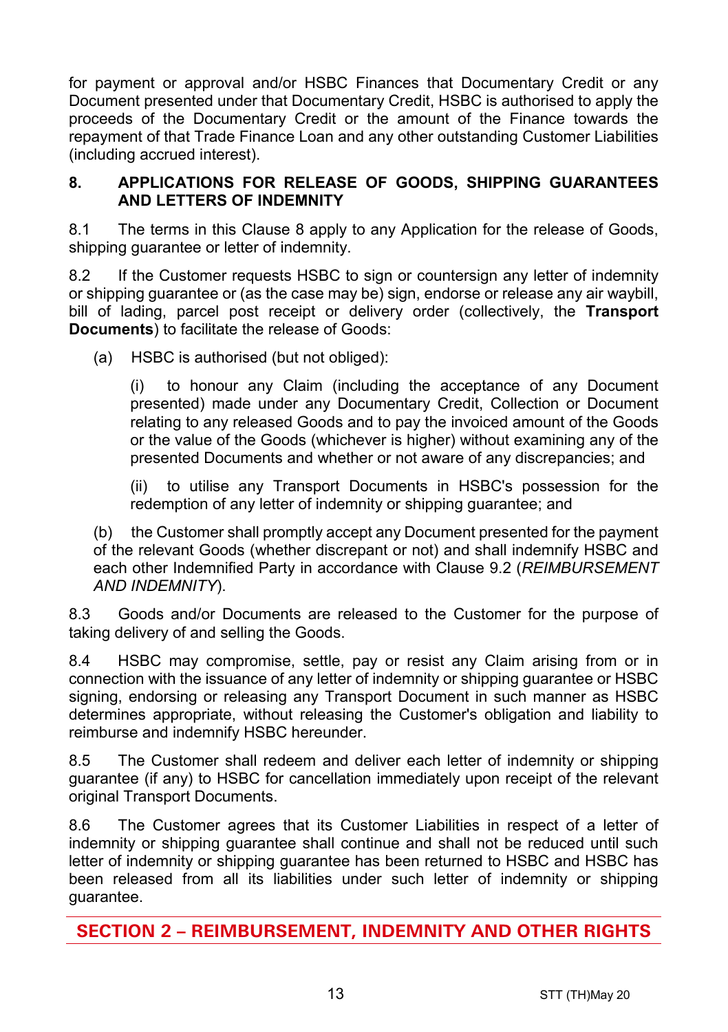for payment or approval and/or HSBC Finances that Documentary Credit or any Document presented under that Documentary Credit, HSBC is authorised to apply the proceeds of the Documentary Credit or the amount of the Finance towards the repayment of that Trade Finance Loan and any other outstanding Customer Liabilities (including accrued interest).

## 8. APPLICATIONS FOR RELEASE OF GOODS, SHIPPING GUARANTEES AND LETTERS OF INDEMNITY

8.1 The terms in this Clause 8 apply to any Application for the release of Goods, shipping guarantee or letter of indemnity.

8.2 If the Customer requests HSBC to sign or countersign any letter of indemnity or shipping guarantee or (as the case may be) sign, endorse or release any air waybill, bill of lading, parcel post receipt or delivery order (collectively, the **Transport Documents**) to facilitate the release of Goods:

(a) HSBC is authorised (but not obliged):

(i) to honour any Claim (including the acceptance of any Document presented) made under any Documentary Credit, Collection or Document relating to any released Goods and to pay the invoiced amount of the Goods or the value of the Goods (whichever is higher) without examining any of the presented Documents and whether or not aware of any discrepancies; and

(ii) to utilise any Transport Documents in HSBC's possession for the redemption of any letter of indemnity or shipping guarantee; and

(b) the Customer shall promptly accept any Document presented for the payment of the relevant Goods (whether discrepant or not) and shall indemnify HSBC and each other Indemnified Party in accordance with Clause 9.2 (*REIMBURSEMENT AND INDEMNITY*).

8.3 Goods and/or Documents are released to the Customer for the purpose of taking delivery of and selling the Goods.

8.4 HSBC may compromise, settle, pay or resist any Claim arising from or in connection with the issuance of any letter of indemnity or shipping guarantee or HSBC signing, endorsing or releasing any Transport Document in such manner as HSBC determines appropriate, without releasing the Customer's obligation and liability to reimburse and indemnify HSBC hereunder.

8.5 The Customer shall redeem and deliver each letter of indemnity or shipping guarantee (if any) to HSBC for cancellation immediately upon receipt of the relevant original Transport Documents.

8.6 The Customer agrees that its Customer Liabilities in respect of a letter of indemnity or shipping guarantee shall continue and shall not be reduced until such letter of indemnity or shipping guarantee has been returned to HSBC and HSBC has been released from all its liabilities under such letter of indemnity or shipping guarantee.

# SECTION 2 – REIMBURSEMENT, INDEMNITY AND OTHER RIGHTS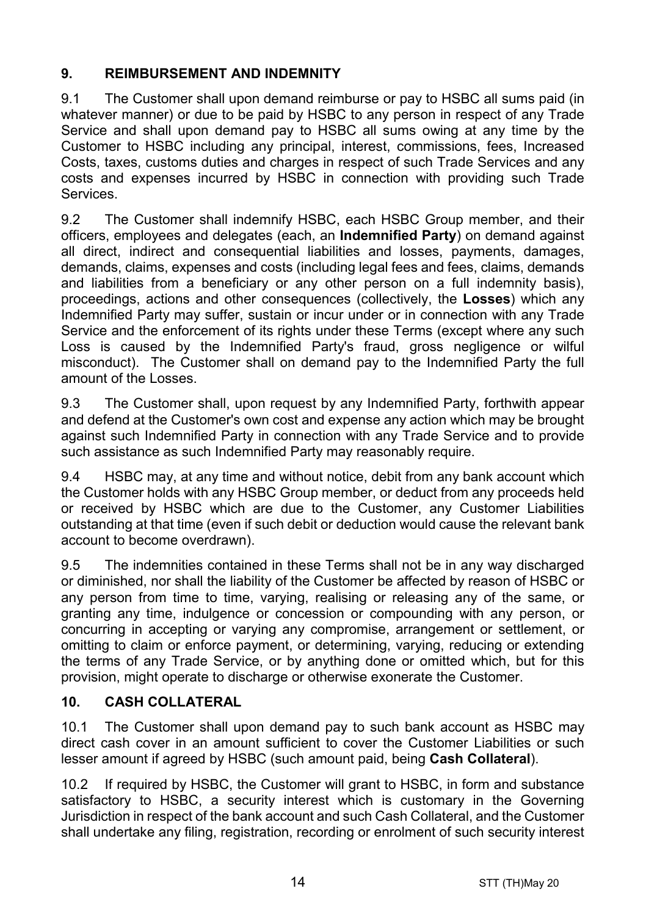## 9. REIMBURSEMENT AND INDEMNITY

9.1 The Customer shall upon demand reimburse or pay to HSBC all sums paid (in whatever manner) or due to be paid by HSBC to any person in respect of any Trade Service and shall upon demand pay to HSBC all sums owing at any time by the Customer to HSBC including any principal, interest, commissions, fees, Increased Costs, taxes, customs duties and charges in respect of such Trade Services and any costs and expenses incurred by HSBC in connection with providing such Trade Services.

9.2 The Customer shall indemnify HSBC, each HSBC Group member, and their officers, employees and delegates (each, an **Indemnified Party**) on demand against all direct, indirect and consequential liabilities and losses, payments, damages, demands, claims, expenses and costs (including legal fees and fees, claims, demands and liabilities from a beneficiary or any other person on a full indemnity basis), proceedings, actions and other consequences (collectively, the **Losses**) which any Indemnified Party may suffer, sustain or incur under or in connection with any Trade Service and the enforcement of its rights under these Terms (except where any such Loss is caused by the Indemnified Party's fraud, gross negligence or wilful misconduct). The Customer shall on demand pay to the Indemnified Party the full amount of the Losses.

9.3 The Customer shall, upon request by any Indemnified Party, forthwith appear and defend at the Customer's own cost and expense any action which may be brought against such Indemnified Party in connection with any Trade Service and to provide such assistance as such Indemnified Party may reasonably require.

9.4 HSBC may, at any time and without notice, debit from any bank account which the Customer holds with any HSBC Group member, or deduct from any proceeds held or received by HSBC which are due to the Customer, any Customer Liabilities outstanding at that time (even if such debit or deduction would cause the relevant bank account to become overdrawn).

9.5 The indemnities contained in these Terms shall not be in any way discharged or diminished, nor shall the liability of the Customer be affected by reason of HSBC or any person from time to time, varying, realising or releasing any of the same, or granting any time, indulgence or concession or compounding with any person, or concurring in accepting or varying any compromise, arrangement or settlement, or omitting to claim or enforce payment, or determining, varying, reducing or extending the terms of any Trade Service, or by anything done or omitted which, but for this provision, might operate to discharge or otherwise exonerate the Customer.

## 10. CASH COLLATERAL

10.1 The Customer shall upon demand pay to such bank account as HSBC may direct cash cover in an amount sufficient to cover the Customer Liabilities or such lesser amount if agreed by HSBC (such amount paid, being **Cash Collateral**).

10.2 If required by HSBC, the Customer will grant to HSBC, in form and substance satisfactory to HSBC, a security interest which is customary in the Governing Jurisdiction in respect of the bank account and such Cash Collateral, and the Customer shall undertake any filing, registration, recording or enrolment of such security interest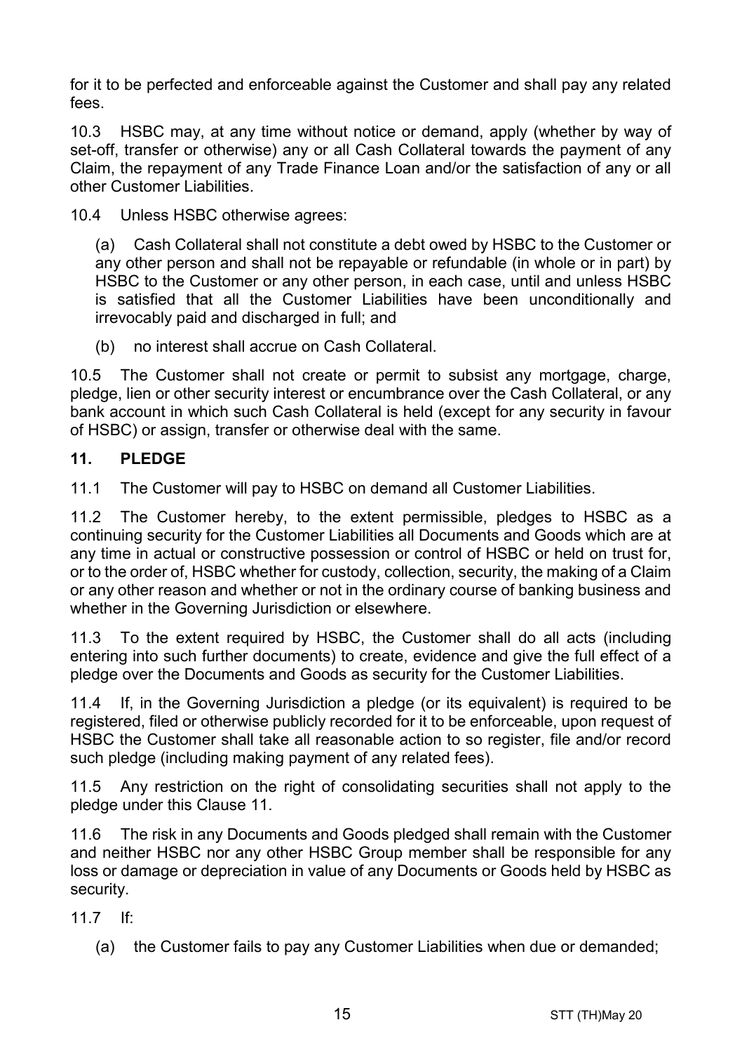for it to be perfected and enforceable against the Customer and shall pay any related fees.

10.3 HSBC may, at any time without notice or demand, apply (whether by way of set-off, transfer or otherwise) any or all Cash Collateral towards the payment of any Claim, the repayment of any Trade Finance Loan and/or the satisfaction of any or all other Customer Liabilities.

10.4 Unless HSBC otherwise agrees:

(a) Cash Collateral shall not constitute a debt owed by HSBC to the Customer or any other person and shall not be repayable or refundable (in whole or in part) by HSBC to the Customer or any other person, in each case, until and unless HSBC is satisfied that all the Customer Liabilities have been unconditionally and irrevocably paid and discharged in full; and

(b) no interest shall accrue on Cash Collateral.

10.5 The Customer shall not create or permit to subsist any mortgage, charge, pledge, lien or other security interest or encumbrance over the Cash Collateral, or any bank account in which such Cash Collateral is held (except for any security in favour of HSBC) or assign, transfer or otherwise deal with the same.

## 11. PLEDGE

11.1 The Customer will pay to HSBC on demand all Customer Liabilities.

11.2 The Customer hereby, to the extent permissible, pledges to HSBC as a continuing security for the Customer Liabilities all Documents and Goods which are at any time in actual or constructive possession or control of HSBC or held on trust for, or to the order of, HSBC whether for custody, collection, security, the making of a Claim or any other reason and whether or not in the ordinary course of banking business and whether in the Governing Jurisdiction or elsewhere.

11.3 To the extent required by HSBC, the Customer shall do all acts (including entering into such further documents) to create, evidence and give the full effect of a pledge over the Documents and Goods as security for the Customer Liabilities.

11.4 If, in the Governing Jurisdiction a pledge (or its equivalent) is required to be registered, filed or otherwise publicly recorded for it to be enforceable, upon request of HSBC the Customer shall take all reasonable action to so register, file and/or record such pledge (including making payment of any related fees).

11.5 Any restriction on the right of consolidating securities shall not apply to the pledge under this Clause 11.

11.6 The risk in any Documents and Goods pledged shall remain with the Customer and neither HSBC nor any other HSBC Group member shall be responsible for any loss or damage or depreciation in value of any Documents or Goods held by HSBC as security.

11.7 If:

(a) the Customer fails to pay any Customer Liabilities when due or demanded;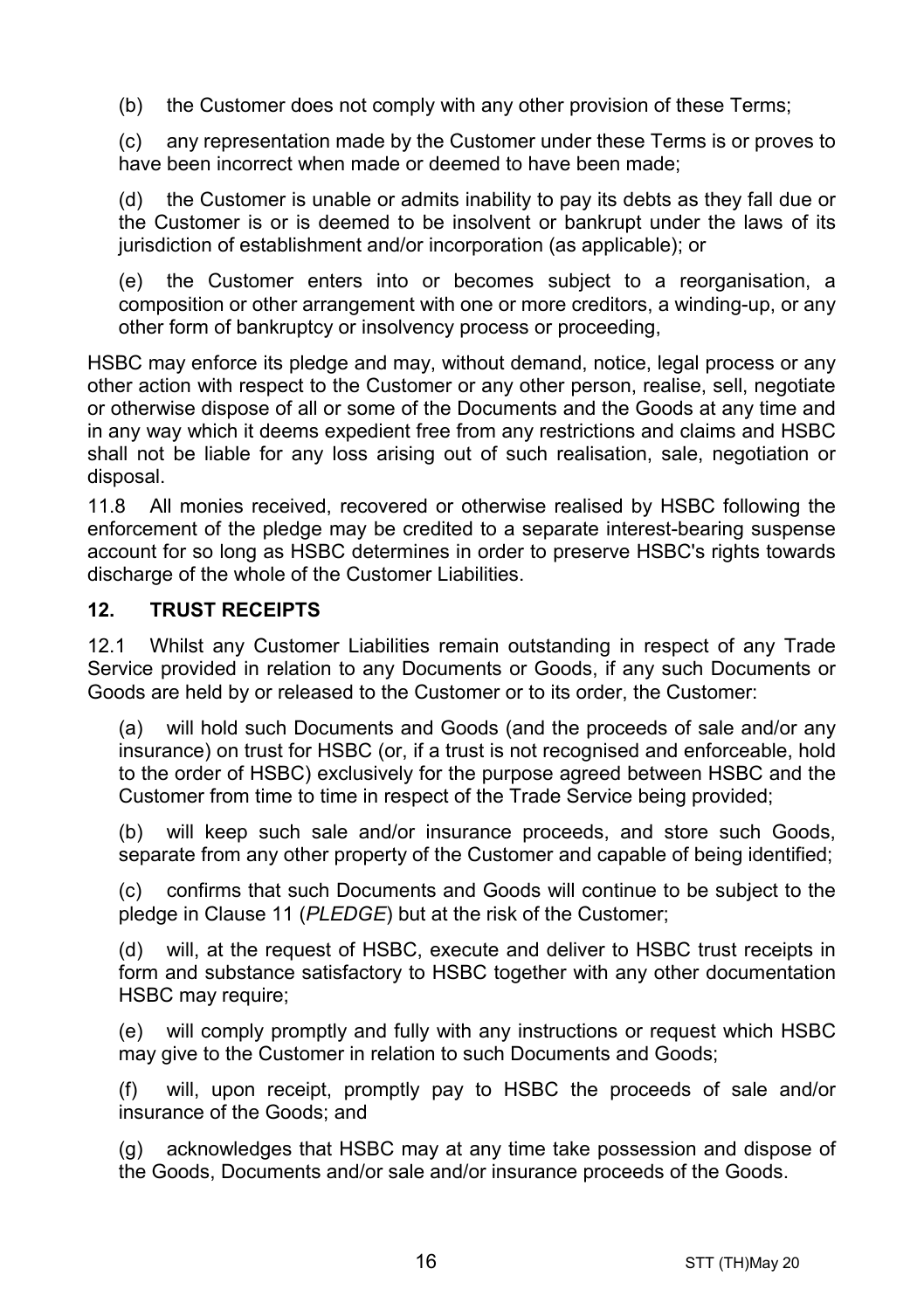(b) the Customer does not comply with any other provision of these Terms;

(c) any representation made by the Customer under these Terms is or proves to have been incorrect when made or deemed to have been made;

(d) the Customer is unable or admits inability to pay its debts as they fall due or the Customer is or is deemed to be insolvent or bankrupt under the laws of its jurisdiction of establishment and/or incorporation (as applicable); or

(e) the Customer enters into or becomes subject to a reorganisation, a composition or other arrangement with one or more creditors, a winding-up, or any other form of bankruptcy or insolvency process or proceeding,

HSBC may enforce its pledge and may, without demand, notice, legal process or any other action with respect to the Customer or any other person, realise, sell, negotiate or otherwise dispose of all or some of the Documents and the Goods at any time and in any way which it deems expedient free from any restrictions and claims and HSBC shall not be liable for any loss arising out of such realisation, sale, negotiation or disposal.

11.8 All monies received, recovered or otherwise realised by HSBC following the enforcement of the pledge may be credited to a separate interest-bearing suspense account for so long as HSBC determines in order to preserve HSBC's rights towards discharge of the whole of the Customer Liabilities.

## 12. TRUST RECEIPTS

12.1 Whilst any Customer Liabilities remain outstanding in respect of any Trade Service provided in relation to any Documents or Goods, if any such Documents or Goods are held by or released to the Customer or to its order, the Customer:

(a) will hold such Documents and Goods (and the proceeds of sale and/or any insurance) on trust for HSBC (or, if a trust is not recognised and enforceable, hold to the order of HSBC) exclusively for the purpose agreed between HSBC and the Customer from time to time in respect of the Trade Service being provided;

(b) will keep such sale and/or insurance proceeds, and store such Goods, separate from any other property of the Customer and capable of being identified;

(c) confirms that such Documents and Goods will continue to be subject to the pledge in Clause 11 (*PLEDGE*) but at the risk of the Customer;

(d) will, at the request of HSBC, execute and deliver to HSBC trust receipts in form and substance satisfactory to HSBC together with any other documentation HSBC may require;

(e) will comply promptly and fully with any instructions or request which HSBC may give to the Customer in relation to such Documents and Goods;

(f) will, upon receipt, promptly pay to HSBC the proceeds of sale and/or insurance of the Goods; and

(g) acknowledges that HSBC may at any time take possession and dispose of the Goods, Documents and/or sale and/or insurance proceeds of the Goods.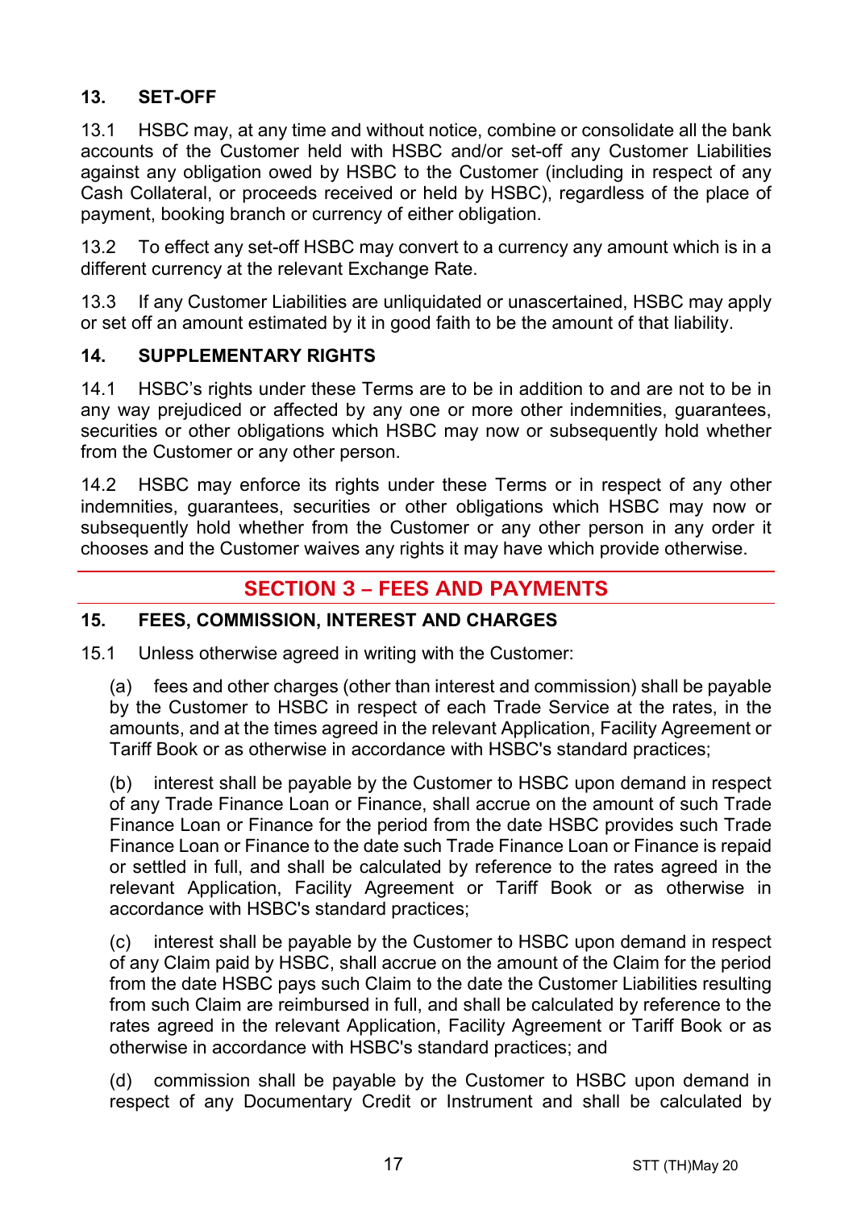## 13. SET-OFF

13.1 HSBC may, at any time and without notice, combine or consolidate all the bank accounts of the Customer held with HSBC and/or set-off any Customer Liabilities against any obligation owed by HSBC to the Customer (including in respect of any Cash Collateral, or proceeds received or held by HSBC), regardless of the place of payment, booking branch or currency of either obligation.

13.2 To effect any set-off HSBC may convert to a currency any amount which is in a different currency at the relevant Exchange Rate.

13.3 If any Customer Liabilities are unliquidated or unascertained, HSBC may apply or set off an amount estimated by it in good faith to be the amount of that liability.

## 14. SUPPLEMENTARY RIGHTS

14.1 HSBC's rights under these Terms are to be in addition to and are not to be in any way prejudiced or affected by any one or more other indemnities, guarantees, securities or other obligations which HSBC may now or subsequently hold whether from the Customer or any other person.

14.2 HSBC may enforce its rights under these Terms or in respect of any other indemnities, guarantees, securities or other obligations which HSBC may now or subsequently hold whether from the Customer or any other person in any order it chooses and the Customer waives any rights it may have which provide otherwise.

# SECTION 3 – FEES AND PAYMENTS

## 15. FEES, COMMISSION, INTEREST AND CHARGES

15.1 Unless otherwise agreed in writing with the Customer:

(a) fees and other charges (other than interest and commission) shall be payable by the Customer to HSBC in respect of each Trade Service at the rates, in the amounts, and at the times agreed in the relevant Application, Facility Agreement or Tariff Book or as otherwise in accordance with HSBC's standard practices;

(b) interest shall be payable by the Customer to HSBC upon demand in respect of any Trade Finance Loan or Finance, shall accrue on the amount of such Trade Finance Loan or Finance for the period from the date HSBC provides such Trade Finance Loan or Finance to the date such Trade Finance Loan or Finance is repaid or settled in full, and shall be calculated by reference to the rates agreed in the relevant Application, Facility Agreement or Tariff Book or as otherwise in accordance with HSBC's standard practices;

(c) interest shall be payable by the Customer to HSBC upon demand in respect of any Claim paid by HSBC, shall accrue on the amount of the Claim for the period from the date HSBC pays such Claim to the date the Customer Liabilities resulting from such Claim are reimbursed in full, and shall be calculated by reference to the rates agreed in the relevant Application, Facility Agreement or Tariff Book or as otherwise in accordance with HSBC's standard practices; and

(d) commission shall be payable by the Customer to HSBC upon demand in respect of any Documentary Credit or Instrument and shall be calculated by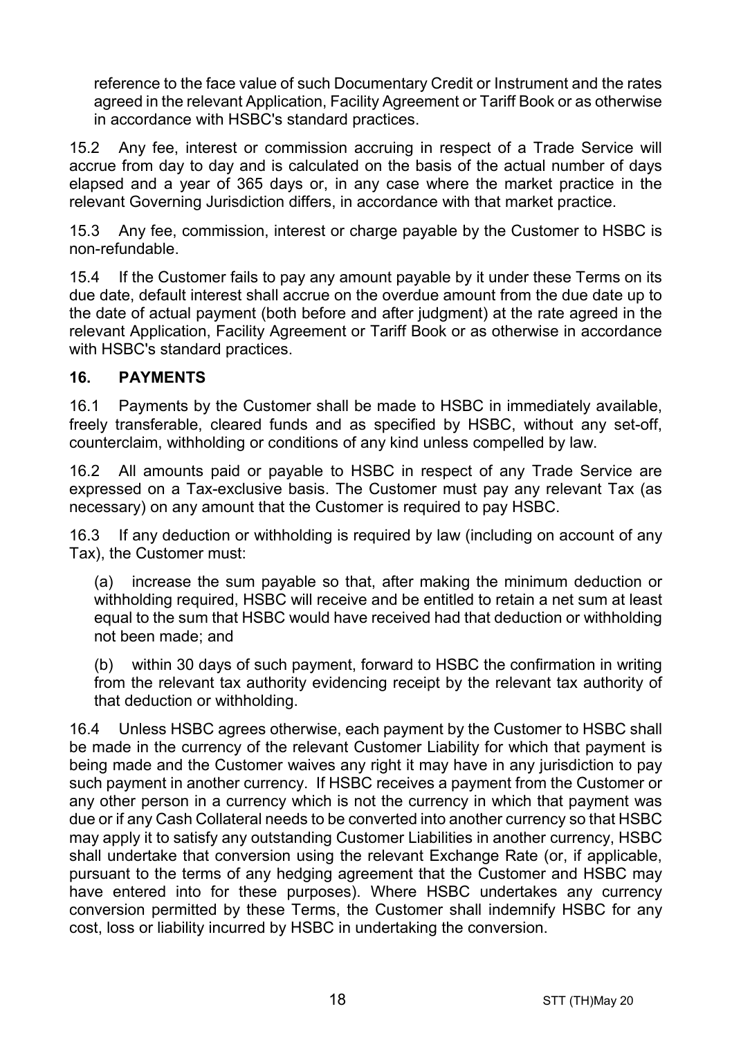reference to the face value of such Documentary Credit or Instrument and the rates agreed in the relevant Application, Facility Agreement or Tariff Book or as otherwise in accordance with HSBC's standard practices.

15.2 Any fee, interest or commission accruing in respect of a Trade Service will accrue from day to day and is calculated on the basis of the actual number of days elapsed and a year of 365 days or, in any case where the market practice in the relevant Governing Jurisdiction differs, in accordance with that market practice.

15.3 Any fee, commission, interest or charge payable by the Customer to HSBC is non-refundable.

15.4 If the Customer fails to pay any amount payable by it under these Terms on its due date, default interest shall accrue on the overdue amount from the due date up to the date of actual payment (both before and after judgment) at the rate agreed in the relevant Application, Facility Agreement or Tariff Book or as otherwise in accordance with HSBC's standard practices.

## 16. PAYMENTS

16.1 Payments by the Customer shall be made to HSBC in immediately available, freely transferable, cleared funds and as specified by HSBC, without any set-off, counterclaim, withholding or conditions of any kind unless compelled by law.

16.2 All amounts paid or payable to HSBC in respect of any Trade Service are expressed on a Tax-exclusive basis. The Customer must pay any relevant Tax (as necessary) on any amount that the Customer is required to pay HSBC.

16.3 If any deduction or withholding is required by law (including on account of any Tax), the Customer must:

(a) increase the sum payable so that, after making the minimum deduction or withholding required, HSBC will receive and be entitled to retain a net sum at least equal to the sum that HSBC would have received had that deduction or withholding not been made; and

(b) within 30 days of such payment, forward to HSBC the confirmation in writing from the relevant tax authority evidencing receipt by the relevant tax authority of that deduction or withholding.

16.4 Unless HSBC agrees otherwise, each payment by the Customer to HSBC shall be made in the currency of the relevant Customer Liability for which that payment is being made and the Customer waives any right it may have in any jurisdiction to pay such payment in another currency. If HSBC receives a payment from the Customer or any other person in a currency which is not the currency in which that payment was due or if any Cash Collateral needs to be converted into another currency so that HSBC may apply it to satisfy any outstanding Customer Liabilities in another currency, HSBC shall undertake that conversion using the relevant Exchange Rate (or, if applicable, pursuant to the terms of any hedging agreement that the Customer and HSBC may have entered into for these purposes). Where HSBC undertakes any currency conversion permitted by these Terms, the Customer shall indemnify HSBC for any cost, loss or liability incurred by HSBC in undertaking the conversion.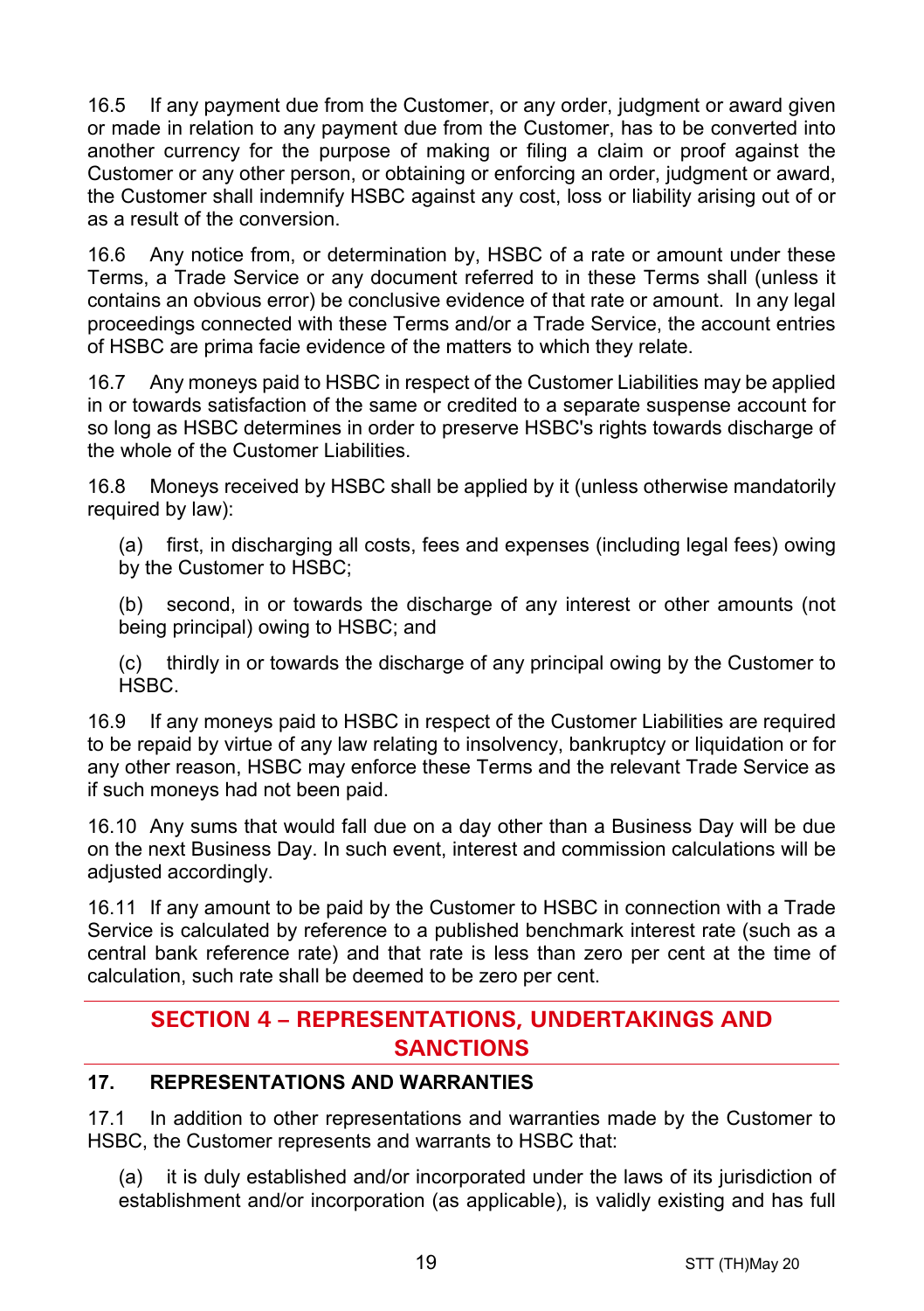16.5 If any payment due from the Customer, or any order, judgment or award given or made in relation to any payment due from the Customer, has to be converted into another currency for the purpose of making or filing a claim or proof against the Customer or any other person, or obtaining or enforcing an order, judgment or award, the Customer shall indemnify HSBC against any cost, loss or liability arising out of or as a result of the conversion.

16.6 Any notice from, or determination by, HSBC of a rate or amount under these Terms, a Trade Service or any document referred to in these Terms shall (unless it contains an obvious error) be conclusive evidence of that rate or amount. In any legal proceedings connected with these Terms and/or a Trade Service, the account entries of HSBC are prima facie evidence of the matters to which they relate.

16.7 Any moneys paid to HSBC in respect of the Customer Liabilities may be applied in or towards satisfaction of the same or credited to a separate suspense account for so long as HSBC determines in order to preserve HSBC's rights towards discharge of the whole of the Customer Liabilities.

16.8 Moneys received by HSBC shall be applied by it (unless otherwise mandatorily required by law):

(a) first, in discharging all costs, fees and expenses (including legal fees) owing by the Customer to HSBC;

(b) second, in or towards the discharge of any interest or other amounts (not being principal) owing to HSBC; and

(c) thirdly in or towards the discharge of any principal owing by the Customer to HSBC.

16.9 If any moneys paid to HSBC in respect of the Customer Liabilities are required to be repaid by virtue of any law relating to insolvency, bankruptcy or liquidation or for any other reason, HSBC may enforce these Terms and the relevant Trade Service as if such moneys had not been paid.

16.10 Any sums that would fall due on a day other than a Business Day will be due on the next Business Day. In such event, interest and commission calculations will be adjusted accordingly.

16.11 If any amount to be paid by the Customer to HSBC in connection with a Trade Service is calculated by reference to a published benchmark interest rate (such as a central bank reference rate) and that rate is less than zero per cent at the time of calculation, such rate shall be deemed to be zero per cent.

## SECTION 4 – REPRESENTATIONS, UNDERTAKINGS AND SANCTIONS

### 17. REPRESENTATIONS AND WARRANTIES

17.1 In addition to other representations and warranties made by the Customer to HSBC, the Customer represents and warrants to HSBC that:

(a) it is duly established and/or incorporated under the laws of its jurisdiction of establishment and/or incorporation (as applicable), is validly existing and has full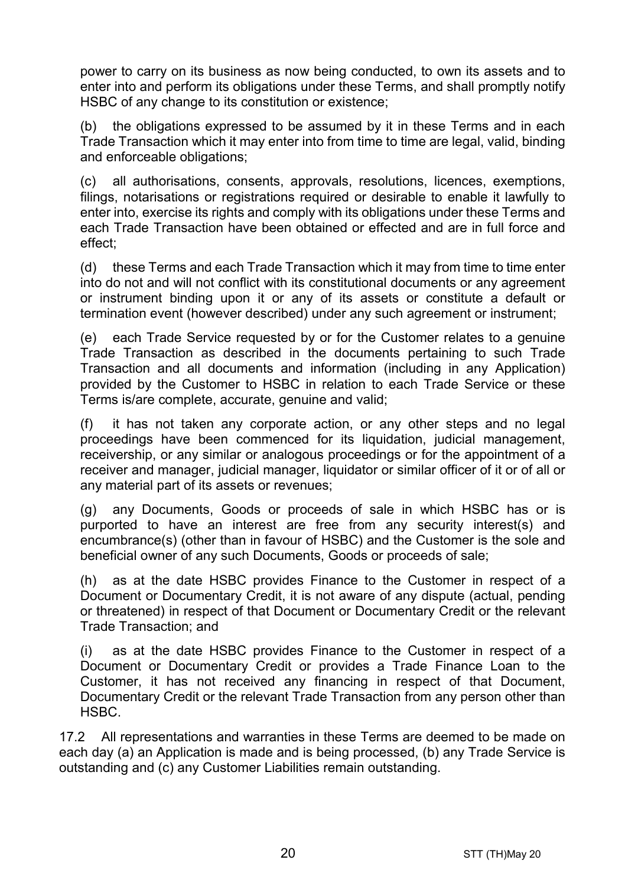power to carry on its business as now being conducted, to own its assets and to enter into and perform its obligations under these Terms, and shall promptly notify HSBC of any change to its constitution or existence;

(b) the obligations expressed to be assumed by it in these Terms and in each Trade Transaction which it may enter into from time to time are legal, valid, binding and enforceable obligations;

(c) all authorisations, consents, approvals, resolutions, licences, exemptions, filings, notarisations or registrations required or desirable to enable it lawfully to enter into, exercise its rights and comply with its obligations under these Terms and each Trade Transaction have been obtained or effected and are in full force and effect;

(d) these Terms and each Trade Transaction which it may from time to time enter into do not and will not conflict with its constitutional documents or any agreement or instrument binding upon it or any of its assets or constitute a default or termination event (however described) under any such agreement or instrument;

(e) each Trade Service requested by or for the Customer relates to a genuine Trade Transaction as described in the documents pertaining to such Trade Transaction and all documents and information (including in any Application) provided by the Customer to HSBC in relation to each Trade Service or these Terms is/are complete, accurate, genuine and valid;

(f) it has not taken any corporate action, or any other steps and no legal proceedings have been commenced for its liquidation, judicial management, receivership, or any similar or analogous proceedings or for the appointment of a receiver and manager, judicial manager, liquidator or similar officer of it or of all or any material part of its assets or revenues;

(g) any Documents, Goods or proceeds of sale in which HSBC has or is purported to have an interest are free from any security interest(s) and encumbrance(s) (other than in favour of HSBC) and the Customer is the sole and beneficial owner of any such Documents, Goods or proceeds of sale;

(h) as at the date HSBC provides Finance to the Customer in respect of a Document or Documentary Credit, it is not aware of any dispute (actual, pending or threatened) in respect of that Document or Documentary Credit or the relevant Trade Transaction; and

(i) as at the date HSBC provides Finance to the Customer in respect of a Document or Documentary Credit or provides a Trade Finance Loan to the Customer, it has not received any financing in respect of that Document, Documentary Credit or the relevant Trade Transaction from any person other than HSBC.

17.2 All representations and warranties in these Terms are deemed to be made on each day (a) an Application is made and is being processed, (b) any Trade Service is outstanding and (c) any Customer Liabilities remain outstanding.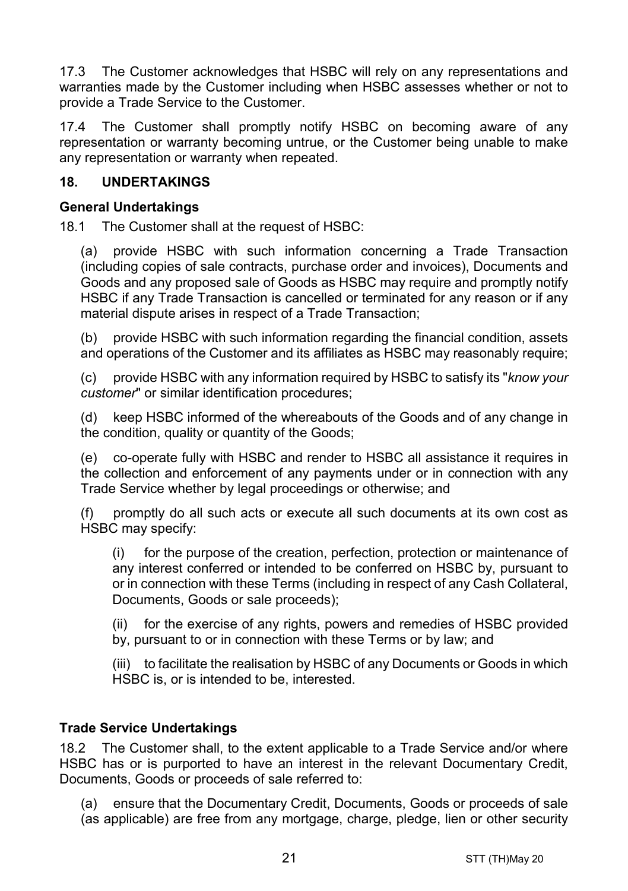17.3 The Customer acknowledges that HSBC will rely on any representations and warranties made by the Customer including when HSBC assesses whether or not to provide a Trade Service to the Customer.

17.4 The Customer shall promptly notify HSBC on becoming aware of any representation or warranty becoming untrue, or the Customer being unable to make any representation or warranty when repeated.

## 18. UNDERTAKINGS

### General Undertakings

18.1 The Customer shall at the request of HSBC:

(a) provide HSBC with such information concerning a Trade Transaction (including copies of sale contracts, purchase order and invoices), Documents and Goods and any proposed sale of Goods as HSBC may require and promptly notify HSBC if any Trade Transaction is cancelled or terminated for any reason or if any material dispute arises in respect of a Trade Transaction;

(b) provide HSBC with such information regarding the financial condition, assets and operations of the Customer and its affiliates as HSBC may reasonably require;

(c) provide HSBC with any information required by HSBC to satisfy its "*know your customer*" or similar identification procedures;

(d) keep HSBC informed of the whereabouts of the Goods and of any change in the condition, quality or quantity of the Goods;

(e) co-operate fully with HSBC and render to HSBC all assistance it requires in the collection and enforcement of any payments under or in connection with any Trade Service whether by legal proceedings or otherwise; and

(f) promptly do all such acts or execute all such documents at its own cost as HSBC may specify:

(i) for the purpose of the creation, perfection, protection or maintenance of any interest conferred or intended to be conferred on HSBC by, pursuant to or in connection with these Terms (including in respect of any Cash Collateral, Documents, Goods or sale proceeds);

(ii) for the exercise of any rights, powers and remedies of HSBC provided by, pursuant to or in connection with these Terms or by law; and

(iii) to facilitate the realisation by HSBC of any Documents or Goods in which HSBC is, or is intended to be, interested.

### Trade Service Undertakings

18.2 The Customer shall, to the extent applicable to a Trade Service and/or where HSBC has or is purported to have an interest in the relevant Documentary Credit, Documents, Goods or proceeds of sale referred to:

(a) ensure that the Documentary Credit, Documents, Goods or proceeds of sale (as applicable) are free from any mortgage, charge, pledge, lien or other security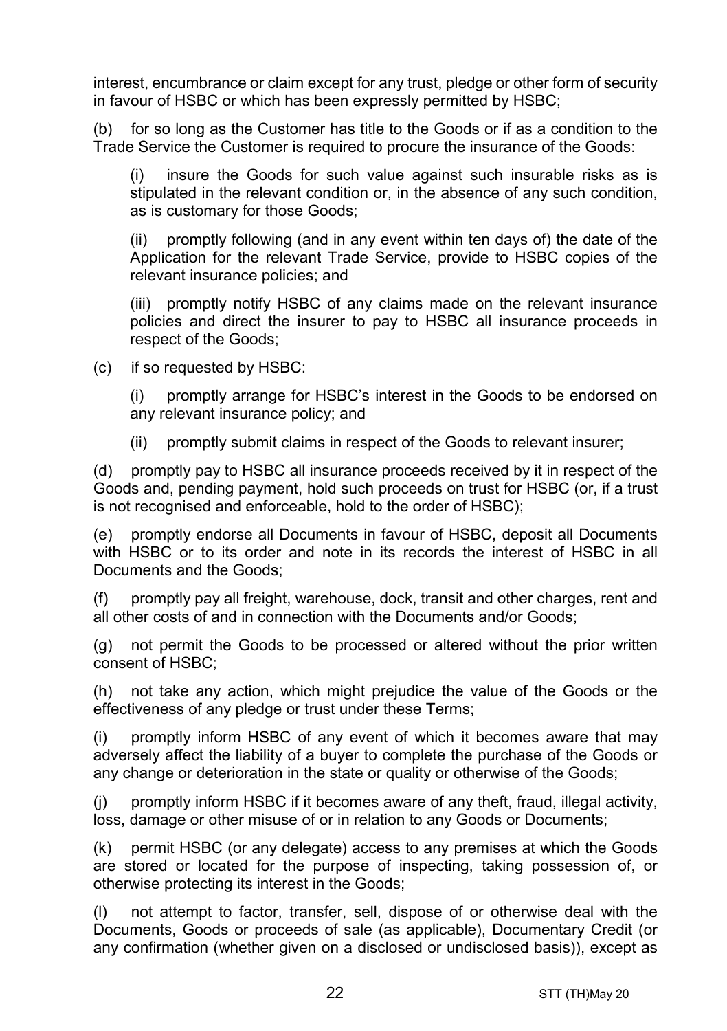interest, encumbrance or claim except for any trust, pledge or other form of security in favour of HSBC or which has been expressly permitted by HSBC;

(b) for so long as the Customer has title to the Goods or if as a condition to the Trade Service the Customer is required to procure the insurance of the Goods:

(i) insure the Goods for such value against such insurable risks as is stipulated in the relevant condition or, in the absence of any such condition, as is customary for those Goods;

(ii) promptly following (and in any event within ten days of) the date of the Application for the relevant Trade Service, provide to HSBC copies of the relevant insurance policies; and

(iii) promptly notify HSBC of any claims made on the relevant insurance policies and direct the insurer to pay to HSBC all insurance proceeds in respect of the Goods;

(c) if so requested by HSBC:

(i) promptly arrange for HSBC's interest in the Goods to be endorsed on any relevant insurance policy; and

(ii) promptly submit claims in respect of the Goods to relevant insurer;

(d) promptly pay to HSBC all insurance proceeds received by it in respect of the Goods and, pending payment, hold such proceeds on trust for HSBC (or, if a trust is not recognised and enforceable, hold to the order of HSBC);

(e) promptly endorse all Documents in favour of HSBC, deposit all Documents with HSBC or to its order and note in its records the interest of HSBC in all Documents and the Goods;

(f) promptly pay all freight, warehouse, dock, transit and other charges, rent and all other costs of and in connection with the Documents and/or Goods;

(g) not permit the Goods to be processed or altered without the prior written consent of HSBC;

(h) not take any action, which might prejudice the value of the Goods or the effectiveness of any pledge or trust under these Terms;

(i) promptly inform HSBC of any event of which it becomes aware that may adversely affect the liability of a buyer to complete the purchase of the Goods or any change or deterioration in the state or quality or otherwise of the Goods;

(j) promptly inform HSBC if it becomes aware of any theft, fraud, illegal activity, loss, damage or other misuse of or in relation to any Goods or Documents;

(k) permit HSBC (or any delegate) access to any premises at which the Goods are stored or located for the purpose of inspecting, taking possession of, or otherwise protecting its interest in the Goods;

(l) not attempt to factor, transfer, sell, dispose of or otherwise deal with the Documents, Goods or proceeds of sale (as applicable), Documentary Credit (or any confirmation (whether given on a disclosed or undisclosed basis)), except as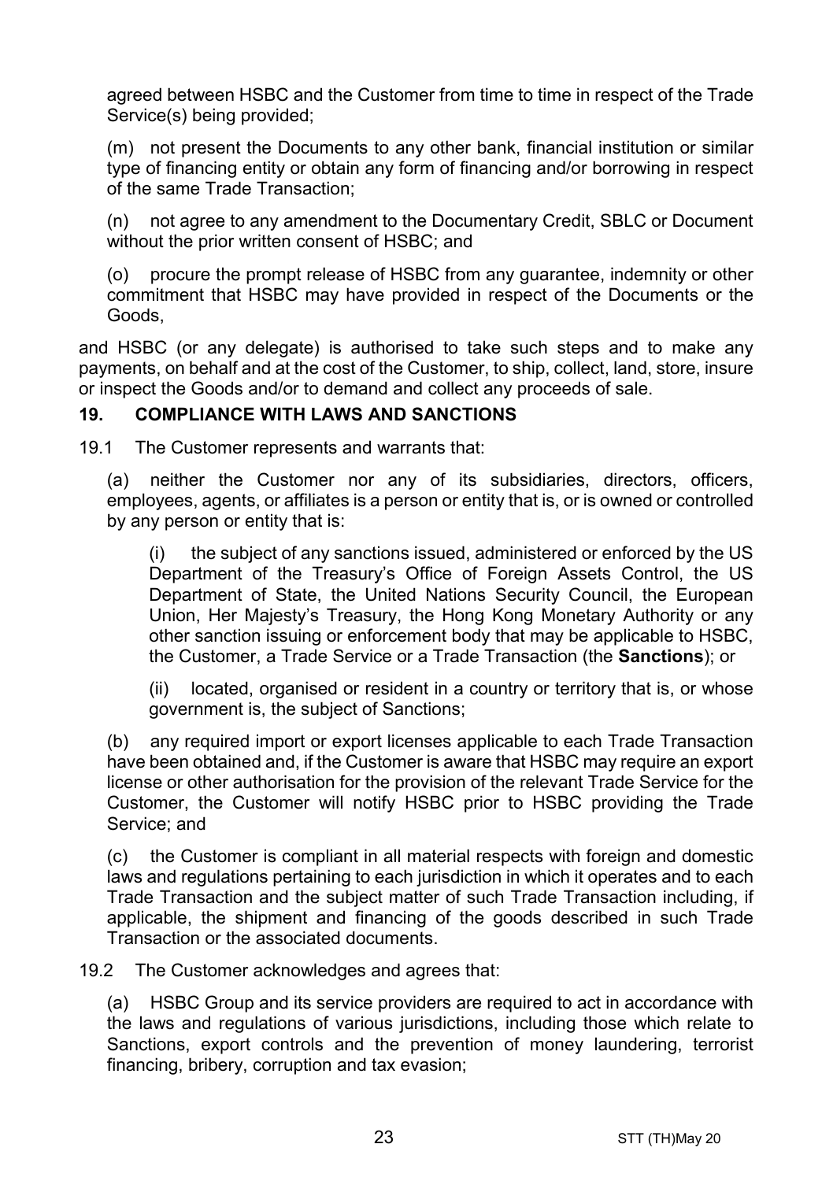agreed between HSBC and the Customer from time to time in respect of the Trade Service(s) being provided;

(m) not present the Documents to any other bank, financial institution or similar type of financing entity or obtain any form of financing and/or borrowing in respect of the same Trade Transaction;

(n) not agree to any amendment to the Documentary Credit, SBLC or Document without the prior written consent of HSBC; and

(o) procure the prompt release of HSBC from any guarantee, indemnity or other commitment that HSBC may have provided in respect of the Documents or the Goods,

and HSBC (or any delegate) is authorised to take such steps and to make any payments, on behalf and at the cost of the Customer, to ship, collect, land, store, insure or inspect the Goods and/or to demand and collect any proceeds of sale.

## 19. COMPLIANCE WITH LAWS AND SANCTIONS

19.1 The Customer represents and warrants that:

(a) neither the Customer nor any of its subsidiaries, directors, officers, employees, agents, or affiliates is a person or entity that is, or is owned or controlled by any person or entity that is:

(i) the subject of any sanctions issued, administered or enforced by the US Department of the Treasury's Office of Foreign Assets Control, the US Department of State, the United Nations Security Council, the European Union, Her Majesty's Treasury, the Hong Kong Monetary Authority or any other sanction issuing or enforcement body that may be applicable to HSBC, the Customer, a Trade Service or a Trade Transaction (the **Sanctions**); or

(ii) located, organised or resident in a country or territory that is, or whose government is, the subject of Sanctions;

(b) any required import or export licenses applicable to each Trade Transaction have been obtained and, if the Customer is aware that HSBC may require an export license or other authorisation for the provision of the relevant Trade Service for the Customer, the Customer will notify HSBC prior to HSBC providing the Trade Service; and

(c) the Customer is compliant in all material respects with foreign and domestic laws and regulations pertaining to each jurisdiction in which it operates and to each Trade Transaction and the subject matter of such Trade Transaction including, if applicable, the shipment and financing of the goods described in such Trade Transaction or the associated documents.

19.2 The Customer acknowledges and agrees that:

(a) HSBC Group and its service providers are required to act in accordance with the laws and regulations of various jurisdictions, including those which relate to Sanctions, export controls and the prevention of money laundering, terrorist financing, bribery, corruption and tax evasion;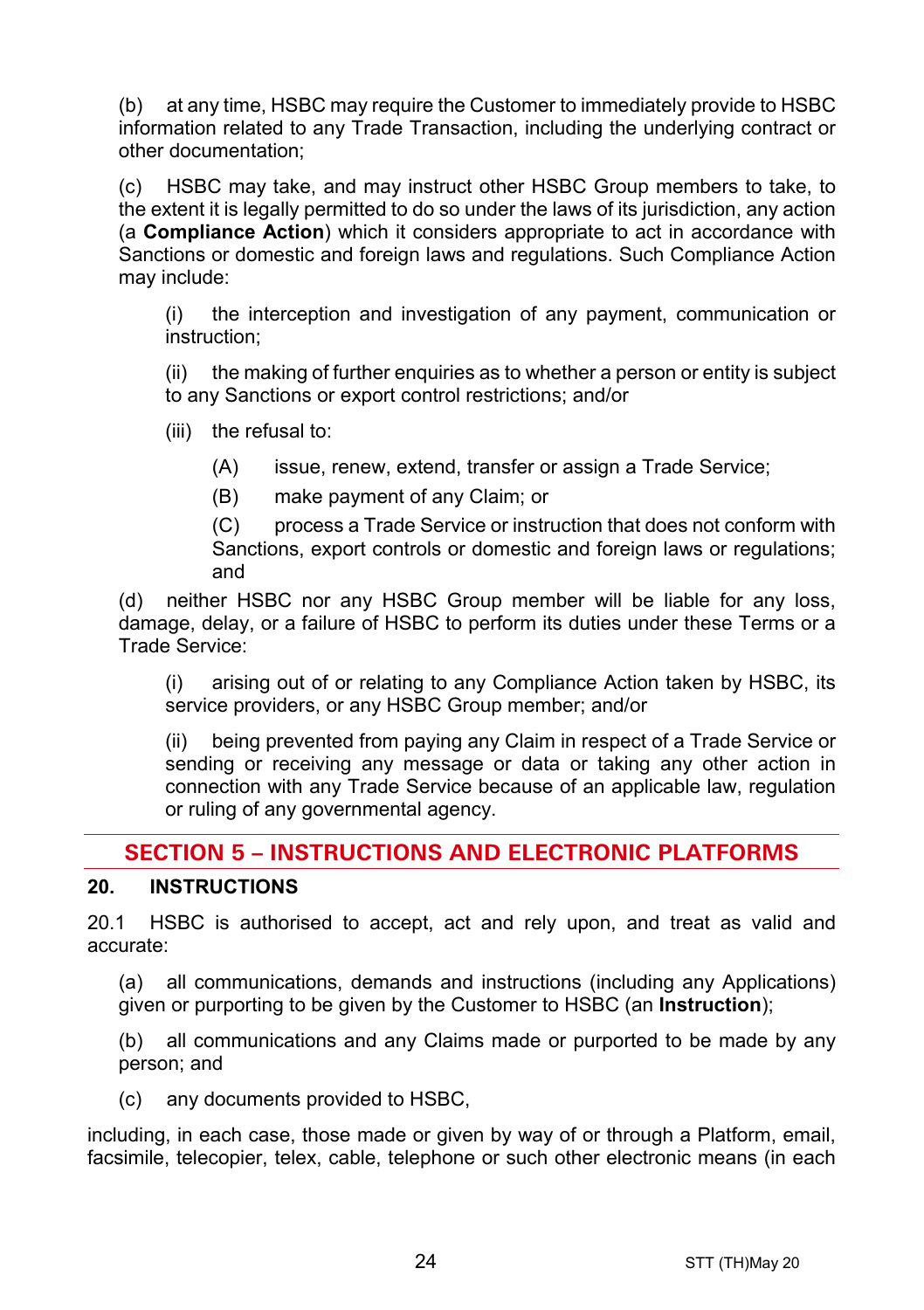(b) at any time, HSBC may require the Customer to immediately provide to HSBC information related to any Trade Transaction, including the underlying contract or other documentation;

(c) HSBC may take, and may instruct other HSBC Group members to take, to the extent it is legally permitted to do so under the laws of its jurisdiction, any action (a **Compliance Action**) which it considers appropriate to act in accordance with Sanctions or domestic and foreign laws and regulations. Such Compliance Action may include:

(i) the interception and investigation of any payment, communication or instruction;

(ii) the making of further enquiries as to whether a person or entity is subject to any Sanctions or export control restrictions; and/or

(iii) the refusal to:

(A) issue, renew, extend, transfer or assign a Trade Service;

(B) make payment of any Claim; or

(C) process a Trade Service or instruction that does not conform with Sanctions, export controls or domestic and foreign laws or regulations; and

(d) neither HSBC nor any HSBC Group member will be liable for any loss, damage, delay, or a failure of HSBC to perform its duties under these Terms or a Trade Service:

(i) arising out of or relating to any Compliance Action taken by HSBC, its service providers, or any HSBC Group member; and/or

(ii) being prevented from paying any Claim in respect of a Trade Service or sending or receiving any message or data or taking any other action in connection with any Trade Service because of an applicable law, regulation or ruling of any governmental agency.

## SECTION 5 – INSTRUCTIONS AND ELECTRONIC PLATFORMS

### 20. INSTRUCTIONS

20.1 HSBC is authorised to accept, act and rely upon, and treat as valid and accurate:

(a) all communications, demands and instructions (including any Applications) given or purporting to be given by the Customer to HSBC (an **Instruction**);

(b) all communications and any Claims made or purported to be made by any person; and

(c) any documents provided to HSBC,

including, in each case, those made or given by way of or through a Platform, email, facsimile, telecopier, telex, cable, telephone or such other electronic means (in each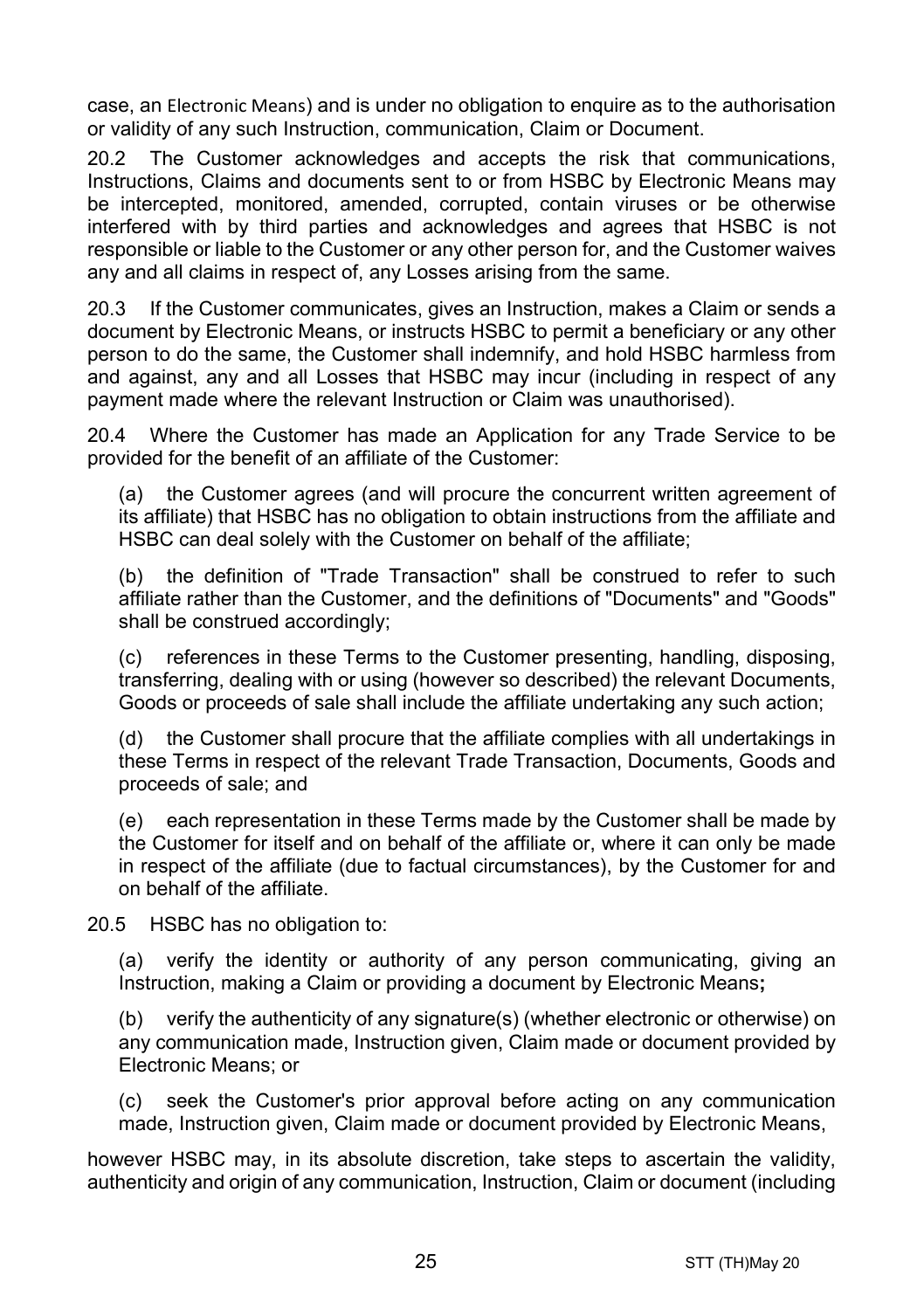case, an Electronic Means) and is under no obligation to enquire as to the authorisation or validity of any such Instruction, communication, Claim or Document.

20.2 The Customer acknowledges and accepts the risk that communications, Instructions, Claims and documents sent to or from HSBC by Electronic Means may be intercepted, monitored, amended, corrupted, contain viruses or be otherwise interfered with by third parties and acknowledges and agrees that HSBC is not responsible or liable to the Customer or any other person for, and the Customer waives any and all claims in respect of, any Losses arising from the same.

20.3 If the Customer communicates, gives an Instruction, makes a Claim or sends a document by Electronic Means, or instructs HSBC to permit a beneficiary or any other person to do the same, the Customer shall indemnify, and hold HSBC harmless from and against, any and all Losses that HSBC may incur (including in respect of any payment made where the relevant Instruction or Claim was unauthorised).

20.4 Where the Customer has made an Application for any Trade Service to be provided for the benefit of an affiliate of the Customer:

(a) the Customer agrees (and will procure the concurrent written agreement of its affiliate) that HSBC has no obligation to obtain instructions from the affiliate and HSBC can deal solely with the Customer on behalf of the affiliate;

(b) the definition of "Trade Transaction" shall be construed to refer to such affiliate rather than the Customer, and the definitions of "Documents" and "Goods" shall be construed accordingly;

(c) references in these Terms to the Customer presenting, handling, disposing, transferring, dealing with or using (however so described) the relevant Documents, Goods or proceeds of sale shall include the affiliate undertaking any such action;

(d) the Customer shall procure that the affiliate complies with all undertakings in these Terms in respect of the relevant Trade Transaction, Documents, Goods and proceeds of sale; and

(e) each representation in these Terms made by the Customer shall be made by the Customer for itself and on behalf of the affiliate or, where it can only be made in respect of the affiliate (due to factual circumstances), by the Customer for and on behalf of the affiliate.

20.5 HSBC has no obligation to:

(a) verify the identity or authority of any person communicating, giving an Instruction, making a Claim or providing a document by Electronic Means**;**

(b) verify the authenticity of any signature(s) (whether electronic or otherwise) on any communication made, Instruction given, Claim made or document provided by Electronic Means; or

(c) seek the Customer's prior approval before acting on any communication made, Instruction given, Claim made or document provided by Electronic Means,

however HSBC may, in its absolute discretion, take steps to ascertain the validity, authenticity and origin of any communication, Instruction, Claim or document (including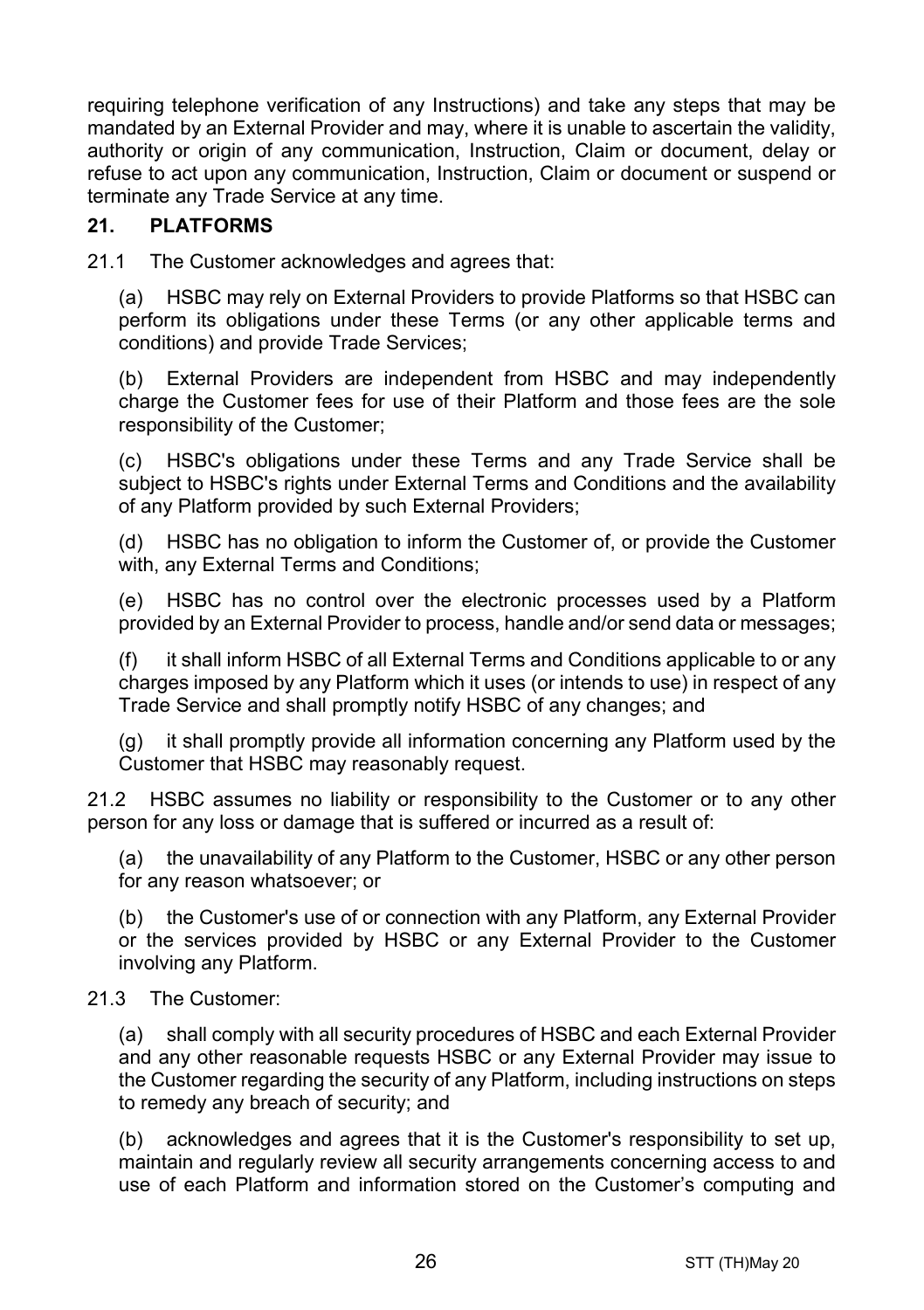requiring telephone verification of any Instructions) and take any steps that may be mandated by an External Provider and may, where it is unable to ascertain the validity, authority or origin of any communication, Instruction, Claim or document, delay or refuse to act upon any communication, Instruction, Claim or document or suspend or terminate any Trade Service at any time.

## 21. PLATFORMS

21.1 The Customer acknowledges and agrees that:

(a) HSBC may rely on External Providers to provide Platforms so that HSBC can perform its obligations under these Terms (or any other applicable terms and conditions) and provide Trade Services;

(b) External Providers are independent from HSBC and may independently charge the Customer fees for use of their Platform and those fees are the sole responsibility of the Customer;

(c) HSBC's obligations under these Terms and any Trade Service shall be subject to HSBC's rights under External Terms and Conditions and the availability of any Platform provided by such External Providers;

(d) HSBC has no obligation to inform the Customer of, or provide the Customer with, any External Terms and Conditions;

(e) HSBC has no control over the electronic processes used by a Platform provided by an External Provider to process, handle and/or send data or messages;

(f) it shall inform HSBC of all External Terms and Conditions applicable to or any charges imposed by any Platform which it uses (or intends to use) in respect of any Trade Service and shall promptly notify HSBC of any changes; and

(g) it shall promptly provide all information concerning any Platform used by the Customer that HSBC may reasonably request.

21.2 HSBC assumes no liability or responsibility to the Customer or to any other person for any loss or damage that is suffered or incurred as a result of:

(a) the unavailability of any Platform to the Customer, HSBC or any other person for any reason whatsoever; or

(b) the Customer's use of or connection with any Platform, any External Provider or the services provided by HSBC or any External Provider to the Customer involving any Platform.

21.3 The Customer:

(a) shall comply with all security procedures of HSBC and each External Provider and any other reasonable requests HSBC or any External Provider may issue to the Customer regarding the security of any Platform, including instructions on steps to remedy any breach of security; and

(b) acknowledges and agrees that it is the Customer's responsibility to set up, maintain and regularly review all security arrangements concerning access to and use of each Platform and information stored on the Customer's computing and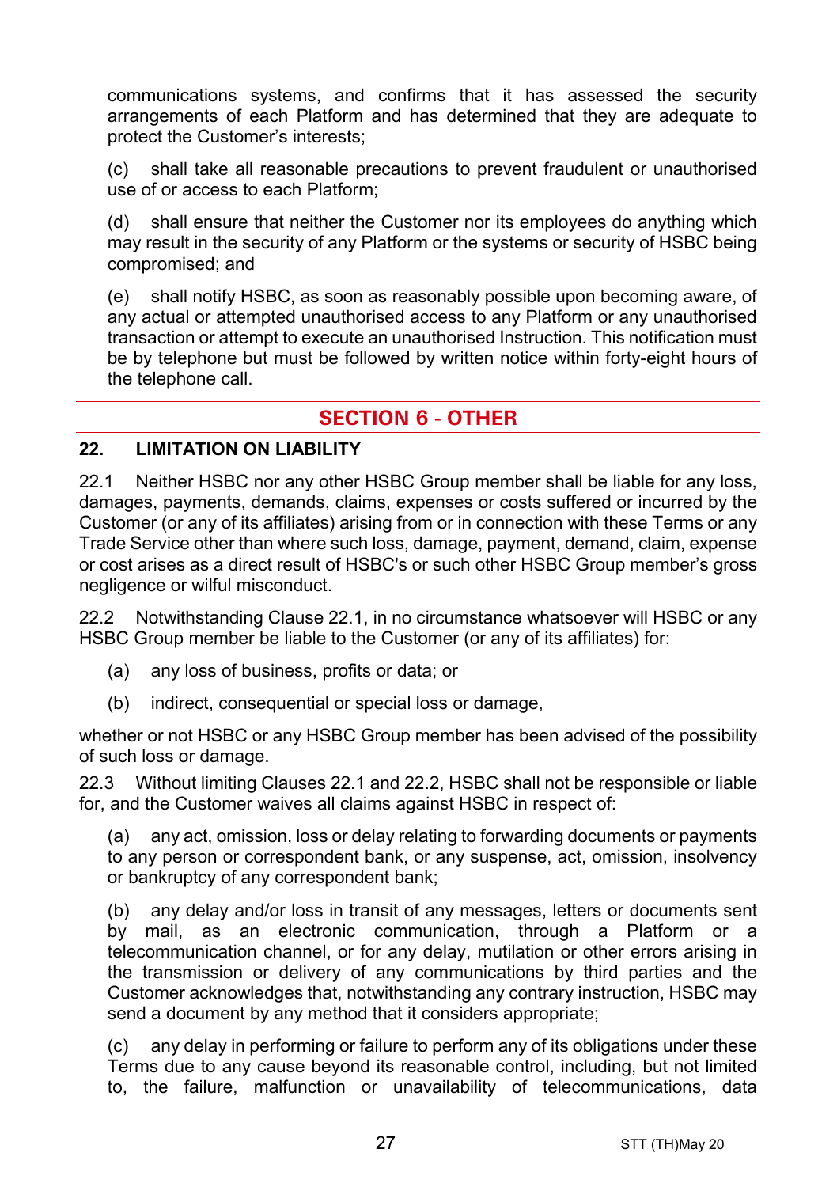communications systems, and confirms that it has assessed the security arrangements of each Platform and has determined that they are adequate to protect the Customer's interests;

(c) shall take all reasonable precautions to prevent fraudulent or unauthorised use of or access to each Platform;

(d) shall ensure that neither the Customer nor its employees do anything which may result in the security of any Platform or the systems or security of HSBC being compromised; and

(e) shall notify HSBC, as soon as reasonably possible upon becoming aware, of any actual or attempted unauthorised access to any Platform or any unauthorised transaction or attempt to execute an unauthorised Instruction. This notification must be by telephone but must be followed by written notice within forty-eight hours of the telephone call.

## SECTION 6 - OTHER

### 22. LIMITATION ON LIABILITY

22.1 Neither HSBC nor any other HSBC Group member shall be liable for any loss, damages, payments, demands, claims, expenses or costs suffered or incurred by the Customer (or any of its affiliates) arising from or in connection with these Terms or any Trade Service other than where such loss, damage, payment, demand, claim, expense or cost arises as a direct result of HSBC's or such other HSBC Group member's gross negligence or wilful misconduct.

22.2 Notwithstanding Clause 22.1, in no circumstance whatsoever will HSBC or any HSBC Group member be liable to the Customer (or any of its affiliates) for:

(a) any loss of business, profits or data; or

(b) indirect, consequential or special loss or damage,

whether or not HSBC or any HSBC Group member has been advised of the possibility of such loss or damage.

22.3 Without limiting Clauses 22.1 and 22.2, HSBC shall not be responsible or liable for, and the Customer waives all claims against HSBC in respect of:

(a) any act, omission, loss or delay relating to forwarding documents or payments to any person or correspondent bank, or any suspense, act, omission, insolvency or bankruptcy of any correspondent bank;

(b) any delay and/or loss in transit of any messages, letters or documents sent by mail, as an electronic communication, through a Platform or a telecommunication channel, or for any delay, mutilation or other errors arising in the transmission or delivery of any communications by third parties and the Customer acknowledges that, notwithstanding any contrary instruction, HSBC may send a document by any method that it considers appropriate;

(c) any delay in performing or failure to perform any of its obligations under these Terms due to any cause beyond its reasonable control, including, but not limited to, the failure, malfunction or unavailability of telecommunications, data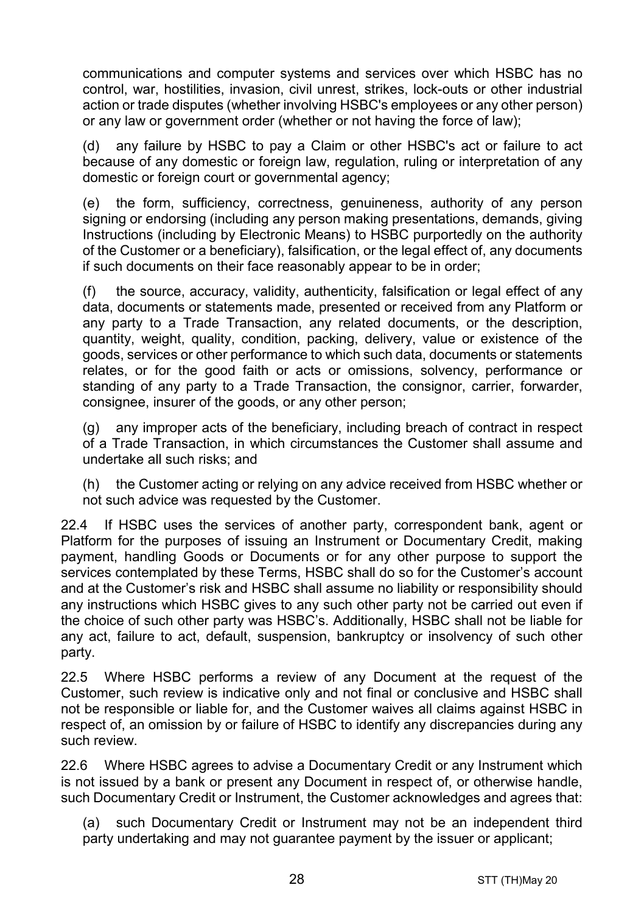communications and computer systems and services over which HSBC has no control, war, hostilities, invasion, civil unrest, strikes, lock-outs or other industrial action or trade disputes (whether involving HSBC's employees or any other person) or any law or government order (whether or not having the force of law);

(d) any failure by HSBC to pay a Claim or other HSBC's act or failure to act because of any domestic or foreign law, regulation, ruling or interpretation of any domestic or foreign court or governmental agency;

(e) the form, sufficiency, correctness, genuineness, authority of any person signing or endorsing (including any person making presentations, demands, giving Instructions (including by Electronic Means) to HSBC purportedly on the authority of the Customer or a beneficiary), falsification, or the legal effect of, any documents if such documents on their face reasonably appear to be in order;

(f) the source, accuracy, validity, authenticity, falsification or legal effect of any data, documents or statements made, presented or received from any Platform or any party to a Trade Transaction, any related documents, or the description, quantity, weight, quality, condition, packing, delivery, value or existence of the goods, services or other performance to which such data, documents or statements relates, or for the good faith or acts or omissions, solvency, performance or standing of any party to a Trade Transaction, the consignor, carrier, forwarder, consignee, insurer of the goods, or any other person;

(g) any improper acts of the beneficiary, including breach of contract in respect of a Trade Transaction, in which circumstances the Customer shall assume and undertake all such risks; and

(h) the Customer acting or relying on any advice received from HSBC whether or not such advice was requested by the Customer.

22.4 If HSBC uses the services of another party, correspondent bank, agent or Platform for the purposes of issuing an Instrument or Documentary Credit, making payment, handling Goods or Documents or for any other purpose to support the services contemplated by these Terms, HSBC shall do so for the Customer's account and at the Customer's risk and HSBC shall assume no liability or responsibility should any instructions which HSBC gives to any such other party not be carried out even if the choice of such other party was HSBC's. Additionally, HSBC shall not be liable for any act, failure to act, default, suspension, bankruptcy or insolvency of such other party.

22.5 Where HSBC performs a review of any Document at the request of the Customer, such review is indicative only and not final or conclusive and HSBC shall not be responsible or liable for, and the Customer waives all claims against HSBC in respect of, an omission by or failure of HSBC to identify any discrepancies during any such review.

22.6 Where HSBC agrees to advise a Documentary Credit or any Instrument which is not issued by a bank or present any Document in respect of, or otherwise handle, such Documentary Credit or Instrument, the Customer acknowledges and agrees that:

(a) such Documentary Credit or Instrument may not be an independent third party undertaking and may not guarantee payment by the issuer or applicant;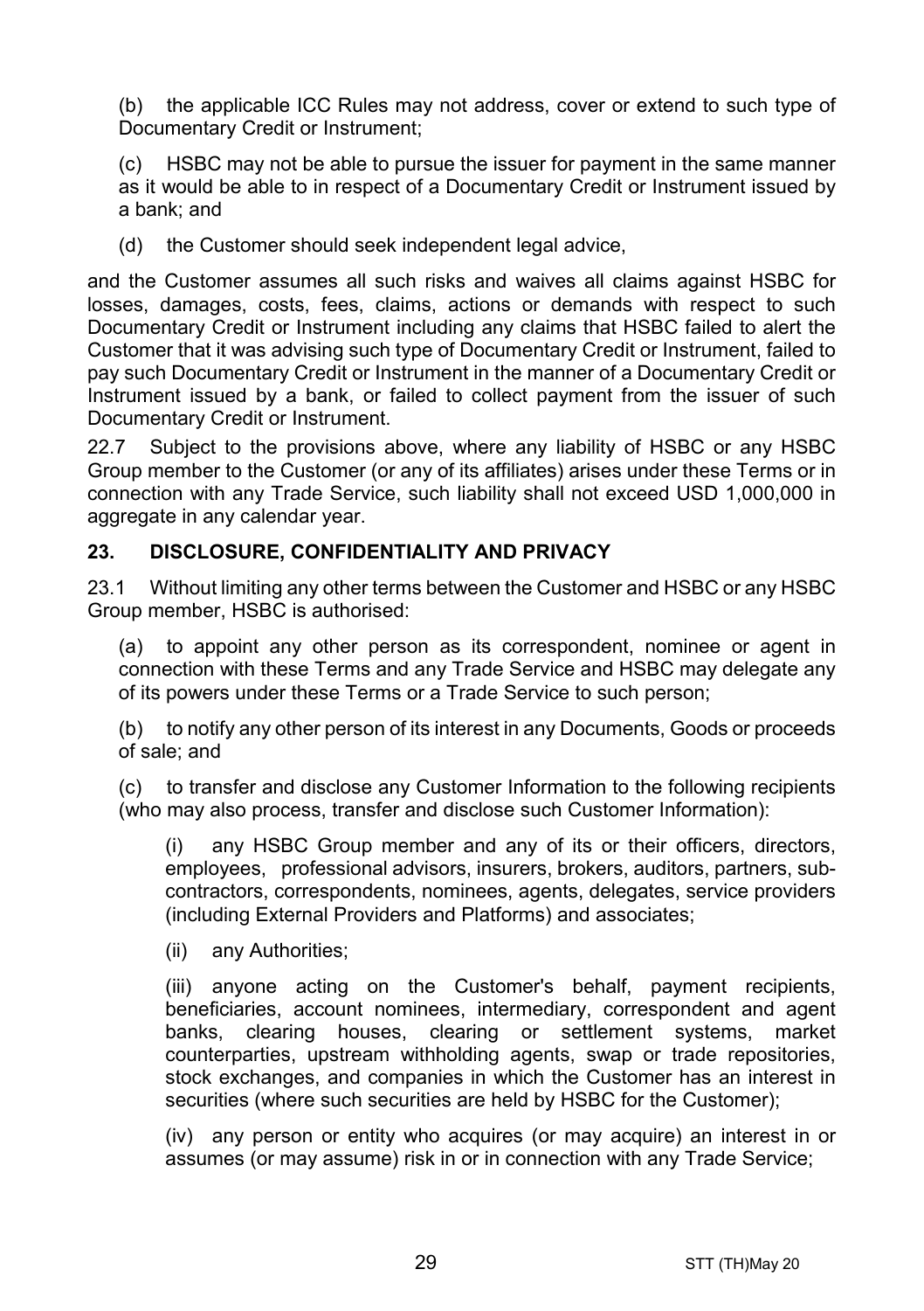(b) the applicable ICC Rules may not address, cover or extend to such type of Documentary Credit or Instrument;

(c) HSBC may not be able to pursue the issuer for payment in the same manner as it would be able to in respect of a Documentary Credit or Instrument issued by a bank; and

(d) the Customer should seek independent legal advice,

and the Customer assumes all such risks and waives all claims against HSBC for losses, damages, costs, fees, claims, actions or demands with respect to such Documentary Credit or Instrument including any claims that HSBC failed to alert the Customer that it was advising such type of Documentary Credit or Instrument, failed to pay such Documentary Credit or Instrument in the manner of a Documentary Credit or Instrument issued by a bank, or failed to collect payment from the issuer of such Documentary Credit or Instrument.

22.7 Subject to the provisions above, where any liability of HSBC or any HSBC Group member to the Customer (or any of its affiliates) arises under these Terms or in connection with any Trade Service, such liability shall not exceed USD 1,000,000 in aggregate in any calendar year.

## 23. DISCLOSURE, CONFIDENTIALITY AND PRIVACY

23.1 Without limiting any other terms between the Customer and HSBC or any HSBC Group member, HSBC is authorised:

(a) to appoint any other person as its correspondent, nominee or agent in connection with these Terms and any Trade Service and HSBC may delegate any of its powers under these Terms or a Trade Service to such person;

(b) to notify any other person of its interest in any Documents, Goods or proceeds of sale; and

(c) to transfer and disclose any Customer Information to the following recipients (who may also process, transfer and disclose such Customer Information):

(i) any HSBC Group member and any of its or their officers, directors, employees, professional advisors, insurers, brokers, auditors, partners, sub-contractors, correspondents, nominees, agents, delegates, service providers (including External Providers and Platforms) and associates;

(ii) any Authorities;

(iii) anyone acting on the Customer's behalf, payment recipients, beneficiaries, account nominees, intermediary, correspondent and agent banks, clearing houses, clearing or settlement systems, market counterparties, upstream withholding agents, swap or trade repositories, stock exchanges, and companies in which the Customer has an interest in securities (where such securities are held by HSBC for the Customer);

(iv) any person or entity who acquires (or may acquire) an interest in or assumes (or may assume) risk in or in connection with any Trade Service;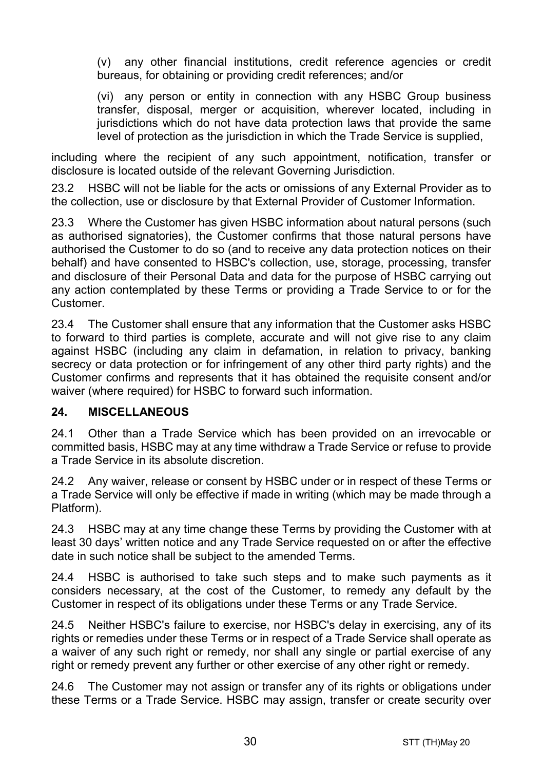(v) any other financial institutions, credit reference agencies or credit bureaus, for obtaining or providing credit references; and/or

(vi) any person or entity in connection with any HSBC Group business transfer, disposal, merger or acquisition, wherever located, including in jurisdictions which do not have data protection laws that provide the same level of protection as the jurisdiction in which the Trade Service is supplied,

including where the recipient of any such appointment, notification, transfer or disclosure is located outside of the relevant Governing Jurisdiction.

23.2 HSBC will not be liable for the acts or omissions of any External Provider as to the collection, use or disclosure by that External Provider of Customer Information.

23.3 Where the Customer has given HSBC information about natural persons (such as authorised signatories), the Customer confirms that those natural persons have authorised the Customer to do so (and to receive any data protection notices on their behalf) and have consented to HSBC's collection, use, storage, processing, transfer and disclosure of their Personal Data and data for the purpose of HSBC carrying out any action contemplated by these Terms or providing a Trade Service to or for the Customer.

23.4 The Customer shall ensure that any information that the Customer asks HSBC to forward to third parties is complete, accurate and will not give rise to any claim against HSBC (including any claim in defamation, in relation to privacy, banking secrecy or data protection or for infringement of any other third party rights) and the Customer confirms and represents that it has obtained the requisite consent and/or waiver (where required) for HSBC to forward such information.

## 24. MISCELLANEOUS

24.1 Other than a Trade Service which has been provided on an irrevocable or committed basis, HSBC may at any time withdraw a Trade Service or refuse to provide a Trade Service in its absolute discretion.

24.2 Any waiver, release or consent by HSBC under or in respect of these Terms or a Trade Service will only be effective if made in writing (which may be made through a Platform).

24.3 HSBC may at any time change these Terms by providing the Customer with at least 30 days' written notice and any Trade Service requested on or after the effective date in such notice shall be subject to the amended Terms.

24.4 HSBC is authorised to take such steps and to make such payments as it considers necessary, at the cost of the Customer, to remedy any default by the Customer in respect of its obligations under these Terms or any Trade Service.

24.5 Neither HSBC's failure to exercise, nor HSBC's delay in exercising, any of its rights or remedies under these Terms or in respect of a Trade Service shall operate as a waiver of any such right or remedy, nor shall any single or partial exercise of any right or remedy prevent any further or other exercise of any other right or remedy.

24.6 The Customer may not assign or transfer any of its rights or obligations under these Terms or a Trade Service. HSBC may assign, transfer or create security over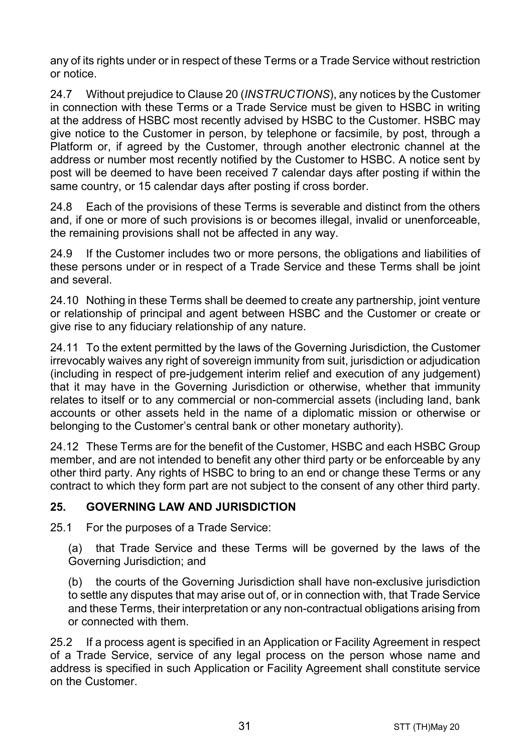any of its rights under or in respect of these Terms or a Trade Service without restriction or notice.

24.7 Without prejudice to Clause 20 (*INSTRUCTIONS*), any notices by the Customer in connection with these Terms or a Trade Service must be given to HSBC in writing at the address of HSBC most recently advised by HSBC to the Customer. HSBC may give notice to the Customer in person, by telephone or facsimile, by post, through a Platform or, if agreed by the Customer, through another electronic channel at the address or number most recently notified by the Customer to HSBC. A notice sent by post will be deemed to have been received 7 calendar days after posting if within the same country, or 15 calendar days after posting if cross border.

24.8 Each of the provisions of these Terms is severable and distinct from the others and, if one or more of such provisions is or becomes illegal, invalid or unenforceable, the remaining provisions shall not be affected in any way.

24.9 If the Customer includes two or more persons, the obligations and liabilities of these persons under or in respect of a Trade Service and these Terms shall be joint and several.

24.10 Nothing in these Terms shall be deemed to create any partnership, joint venture or relationship of principal and agent between HSBC and the Customer or create or give rise to any fiduciary relationship of any nature.

24.11 To the extent permitted by the laws of the Governing Jurisdiction, the Customer irrevocably waives any right of sovereign immunity from suit, jurisdiction or adjudication (including in respect of pre-judgement interim relief and execution of any judgement) that it may have in the Governing Jurisdiction or otherwise, whether that immunity relates to itself or to any commercial or non-commercial assets (including land, bank accounts or other assets held in the name of a diplomatic mission or otherwise or belonging to the Customer's central bank or other monetary authority).

24.12 These Terms are for the benefit of the Customer, HSBC and each HSBC Group member, and are not intended to benefit any other third party or be enforceable by any other third party. Any rights of HSBC to bring to an end or change these Terms or any contract to which they form part are not subject to the consent of any other third party.

## 25. GOVERNING LAW AND JURISDICTION

25.1 For the purposes of a Trade Service:

(a) that Trade Service and these Terms will be governed by the laws of the Governing Jurisdiction; and

(b) the courts of the Governing Jurisdiction shall have non-exclusive jurisdiction to settle any disputes that may arise out of, or in connection with, that Trade Service and these Terms, their interpretation or any non-contractual obligations arising from or connected with them.

25.2 If a process agent is specified in an Application or Facility Agreement in respect of a Trade Service, service of any legal process on the person whose name and address is specified in such Application or Facility Agreement shall constitute service on the Customer.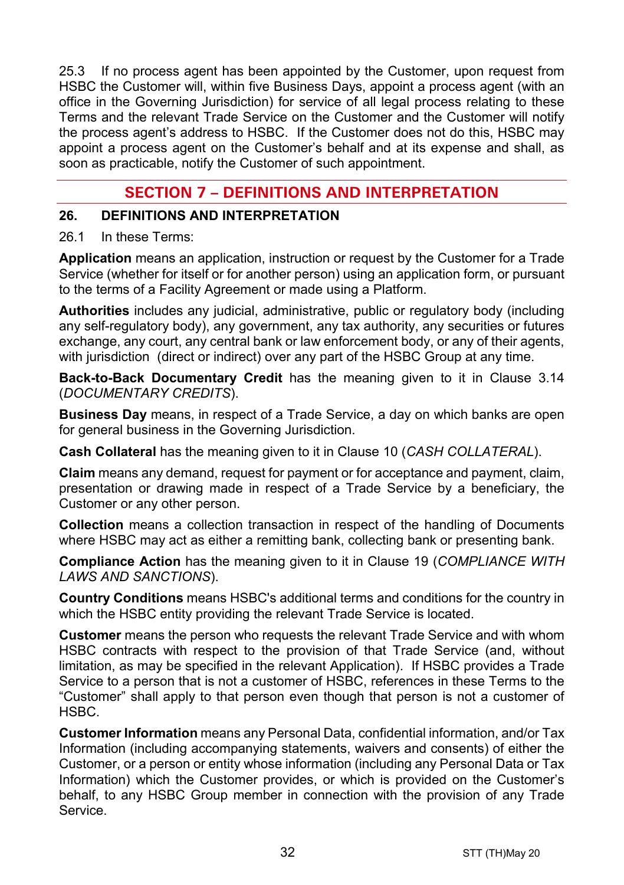25.3 If no process agent has been appointed by the Customer, upon request from HSBC the Customer will, within five Business Days, appoint a process agent (with an office in the Governing Jurisdiction) for service of all legal process relating to these Terms and the relevant Trade Service on the Customer and the Customer will notify the process agent's address to HSBC. If the Customer does not do this, HSBC may appoint a process agent on the Customer's behalf and at its expense and shall, as soon as practicable, notify the Customer of such appointment.

## SECTION 7 – DEFINITIONS AND INTERPRETATION

### 26. DEFINITIONS AND INTERPRETATION

26.1 In these Terms:

**Application** means an application, instruction or request by the Customer for a Trade Service (whether for itself or for another person) using an application form, or pursuant to the terms of a Facility Agreement or made using a Platform.

**Authorities** includes any judicial, administrative, public or regulatory body (including any self-regulatory body), any government, any tax authority, any securities or futures exchange, any court, any central bank or law enforcement body, or any of their agents, with jurisdiction (direct or indirect) over any part of the HSBC Group at any time.

**Back-to-Back Documentary Credit** has the meaning given to it in Clause 3.14 (*DOCUMENTARY CREDITS*).

**Business Day** means, in respect of a Trade Service, a day on which banks are open for general business in the Governing Jurisdiction.

**Cash Collateral** has the meaning given to it in Clause 10 (*CASH COLLATERAL*).

**Claim** means any demand, request for payment or for acceptance and payment, claim, presentation or drawing made in respect of a Trade Service by a beneficiary, the Customer or any other person.

**Collection** means a collection transaction in respect of the handling of Documents where HSBC may act as either a remitting bank, collecting bank or presenting bank.

**Compliance Action** has the meaning given to it in Clause 19 (*COMPLIANCE WITH LAWS AND SANCTIONS*).

**Country Conditions** means HSBC's additional terms and conditions for the country in which the HSBC entity providing the relevant Trade Service is located.

**Customer** means the person who requests the relevant Trade Service and with whom HSBC contracts with respect to the provision of that Trade Service (and, without limitation, as may be specified in the relevant Application). If HSBC provides a Trade Service to a person that is not a customer of HSBC, references in these Terms to the "Customer" shall apply to that person even though that person is not a customer of HSBC.

**Customer Information** means any Personal Data, confidential information, and/or Tax Information (including accompanying statements, waivers and consents) of either the Customer, or a person or entity whose information (including any Personal Data or Tax Information) which the Customer provides, or which is provided on the Customer's behalf, to any HSBC Group member in connection with the provision of any Trade Service.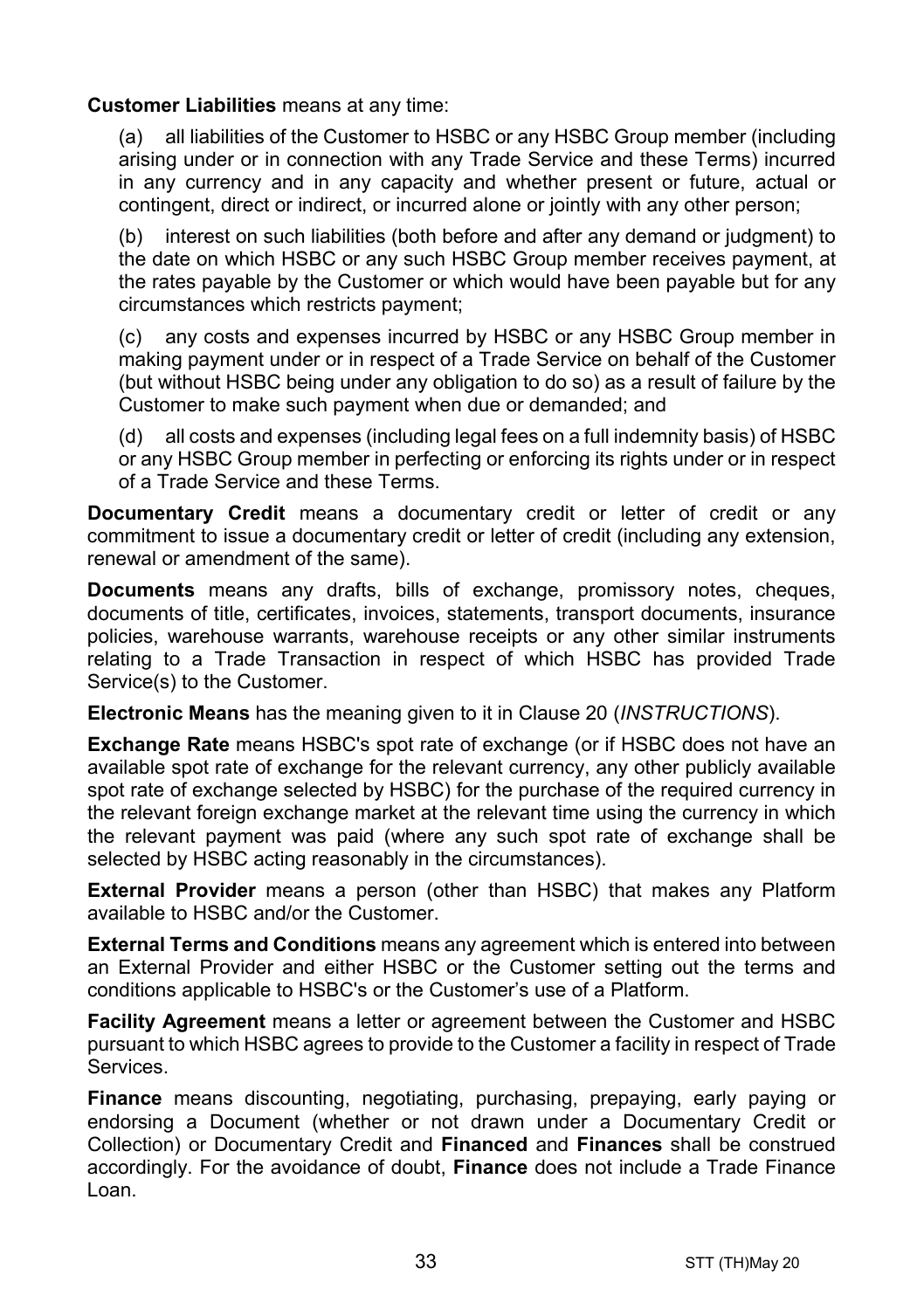**Customer Liabilities** means at any time:

(a) all liabilities of the Customer to HSBC or any HSBC Group member (including arising under or in connection with any Trade Service and these Terms) incurred in any currency and in any capacity and whether present or future, actual or contingent, direct or indirect, or incurred alone or jointly with any other person;

(b) interest on such liabilities (both before and after any demand or judgment) to the date on which HSBC or any such HSBC Group member receives payment, at the rates payable by the Customer or which would have been payable but for any circumstances which restricts payment;

(c) any costs and expenses incurred by HSBC or any HSBC Group member in making payment under or in respect of a Trade Service on behalf of the Customer (but without HSBC being under any obligation to do so) as a result of failure by the Customer to make such payment when due or demanded; and

(d) all costs and expenses (including legal fees on a full indemnity basis) of HSBC or any HSBC Group member in perfecting or enforcing its rights under or in respect of a Trade Service and these Terms.

**Documentary Credit** means a documentary credit or letter of credit or any commitment to issue a documentary credit or letter of credit (including any extension, renewal or amendment of the same).

**Documents** means any drafts, bills of exchange, promissory notes, cheques, documents of title, certificates, invoices, statements, transport documents, insurance policies, warehouse warrants, warehouse receipts or any other similar instruments relating to a Trade Transaction in respect of which HSBC has provided Trade Service(s) to the Customer.

**Electronic Means** has the meaning given to it in Clause 20 (*INSTRUCTIONS*).

**Exchange Rate** means HSBC's spot rate of exchange (or if HSBC does not have an available spot rate of exchange for the relevant currency, any other publicly available spot rate of exchange selected by HSBC) for the purchase of the required currency in the relevant foreign exchange market at the relevant time using the currency in which the relevant payment was paid (where any such spot rate of exchange shall be selected by HSBC acting reasonably in the circumstances).

**External Provider** means a person (other than HSBC) that makes any Platform available to HSBC and/or the Customer.

**External Terms and Conditions** means any agreement which is entered into between an External Provider and either HSBC or the Customer setting out the terms and conditions applicable to HSBC's or the Customer's use of a Platform.

**Facility Agreement** means a letter or agreement between the Customer and HSBC pursuant to which HSBC agrees to provide to the Customer a facility in respect of Trade Services.

**Finance** means discounting, negotiating, purchasing, prepaying, early paying or endorsing a Document (whether or not drawn under a Documentary Credit or Collection) or Documentary Credit and **Financed** and **Finances** shall be construed accordingly. For the avoidance of doubt, **Finance** does not include a Trade Finance Loan.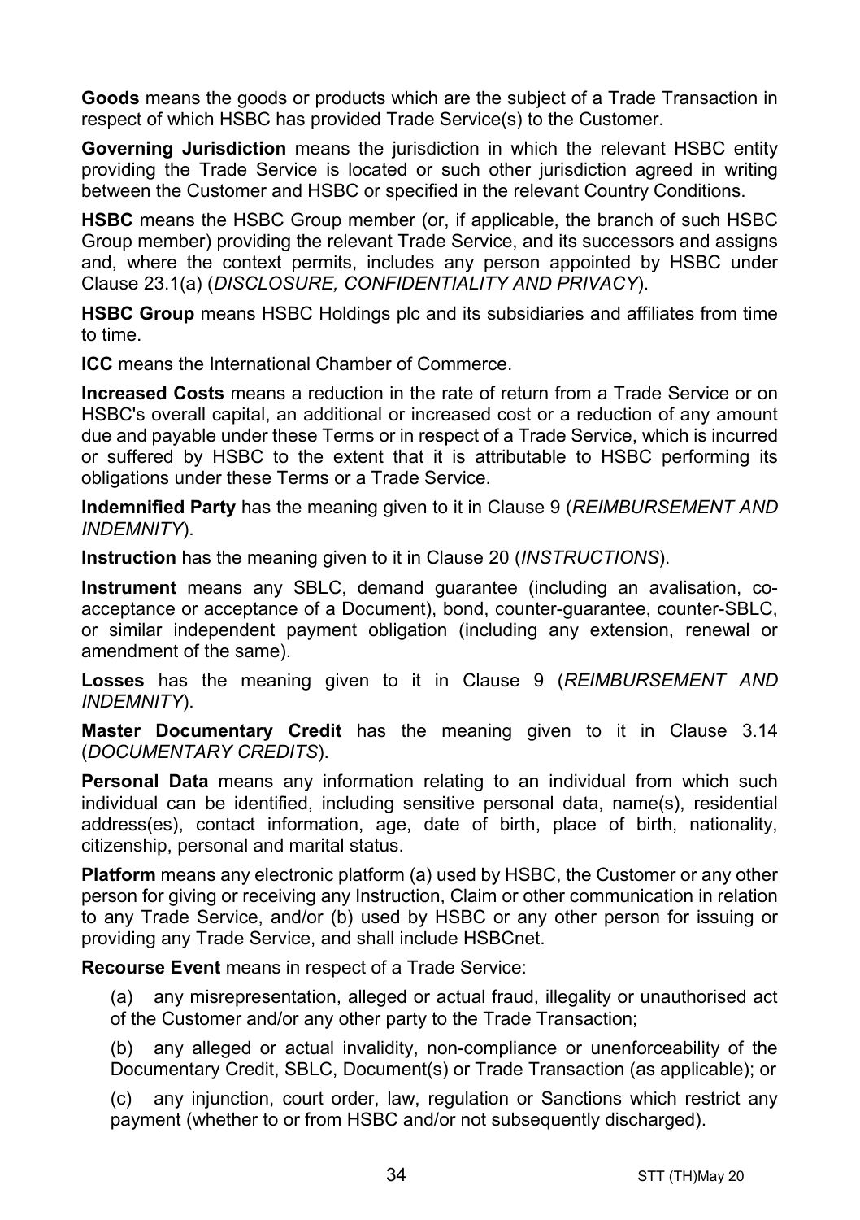**Goods** means the goods or products which are the subject of a Trade Transaction in respect of which HSBC has provided Trade Service(s) to the Customer.

**Governing Jurisdiction** means the jurisdiction in which the relevant HSBC entity providing the Trade Service is located or such other jurisdiction agreed in writing between the Customer and HSBC or specified in the relevant Country Conditions.

**HSBC** means the HSBC Group member (or, if applicable, the branch of such HSBC Group member) providing the relevant Trade Service, and its successors and assigns and, where the context permits, includes any person appointed by HSBC under Clause 23.1(a) (*DISCLOSURE, CONFIDENTIALITY AND PRIVACY*).

**HSBC Group** means HSBC Holdings plc and its subsidiaries and affiliates from time to time.

**ICC** means the International Chamber of Commerce.

**Increased Costs** means a reduction in the rate of return from a Trade Service or on HSBC's overall capital, an additional or increased cost or a reduction of any amount due and payable under these Terms or in respect of a Trade Service, which is incurred or suffered by HSBC to the extent that it is attributable to HSBC performing its obligations under these Terms or a Trade Service.

**Indemnified Party** has the meaning given to it in Clause 9 (*REIMBURSEMENT AND INDEMNITY*).

**Instruction** has the meaning given to it in Clause 20 (*INSTRUCTIONS*).

**Instrument** means any SBLC, demand guarantee (including an avalisation, co-acceptance or acceptance of a Document), bond, counter-guarantee, counter-SBLC, or similar independent payment obligation (including any extension, renewal or amendment of the same).

**Losses** has the meaning given to it in Clause 9 (*REIMBURSEMENT AND INDEMNITY*).

**Master Documentary Credit** has the meaning given to it in Clause 3.14 (*DOCUMENTARY CREDITS*).

**Personal Data** means any information relating to an individual from which such individual can be identified, including sensitive personal data, name(s), residential address(es), contact information, age, date of birth, place of birth, nationality, citizenship, personal and marital status.

**Platform** means any electronic platform (a) used by HSBC, the Customer or any other person for giving or receiving any Instruction, Claim or other communication in relation to any Trade Service, and/or (b) used by HSBC or any other person for issuing or providing any Trade Service, and shall include HSBCnet.

**Recourse Event** means in respect of a Trade Service:

(a) any misrepresentation, alleged or actual fraud, illegality or unauthorised act of the Customer and/or any other party to the Trade Transaction;

(b) any alleged or actual invalidity, non-compliance or unenforceability of the Documentary Credit, SBLC, Document(s) or Trade Transaction (as applicable); or

(c) any injunction, court order, law, regulation or Sanctions which restrict any payment (whether to or from HSBC and/or not subsequently discharged).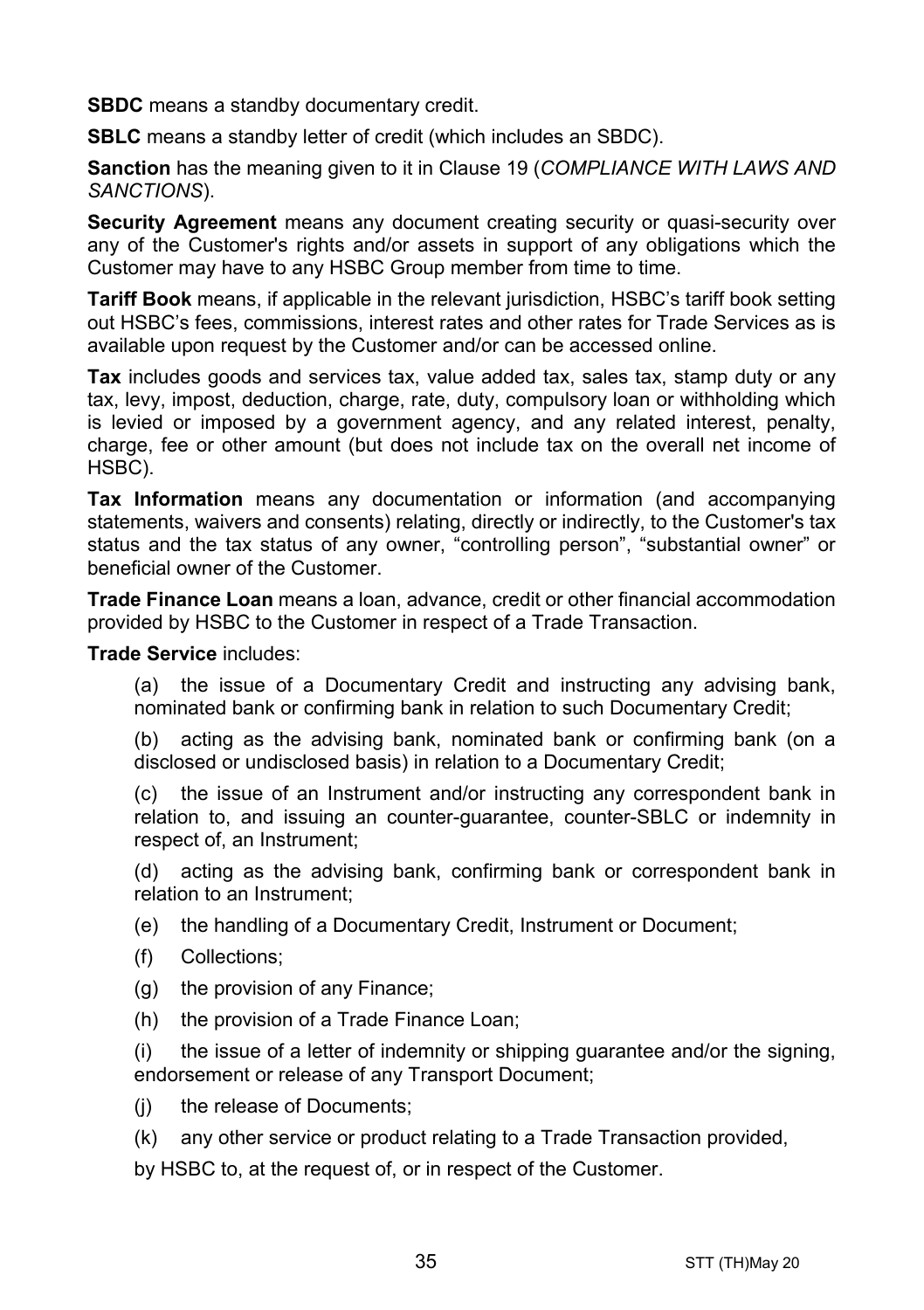**SBDC** means a standby documentary credit.

**SBLC** means a standby letter of credit (which includes an SBDC).

**Sanction** has the meaning given to it in Clause 19 (*COMPLIANCE WITH LAWS AND SANCTIONS*).

**Security Agreement** means any document creating security or quasi-security over any of the Customer's rights and/or assets in support of any obligations which the Customer may have to any HSBC Group member from time to time.

**Tariff Book** means, if applicable in the relevant jurisdiction, HSBC's tariff book setting out HSBC's fees, commissions, interest rates and other rates for Trade Services as is available upon request by the Customer and/or can be accessed online.

**Tax** includes goods and services tax, value added tax, sales tax, stamp duty or any tax, levy, impost, deduction, charge, rate, duty, compulsory loan or withholding which is levied or imposed by a government agency, and any related interest, penalty, charge, fee or other amount (but does not include tax on the overall net income of HSBC).

**Tax Information** means any documentation or information (and accompanying statements, waivers and consents) relating, directly or indirectly, to the Customer's tax status and the tax status of any owner, "controlling person", "substantial owner" or beneficial owner of the Customer.

**Trade Finance Loan** means a loan, advance, credit or other financial accommodation provided by HSBC to the Customer in respect of a Trade Transaction.

**Trade Service** includes:

(a) the issue of a Documentary Credit and instructing any advising bank, nominated bank or confirming bank in relation to such Documentary Credit;

(b) acting as the advising bank, nominated bank or confirming bank (on a disclosed or undisclosed basis) in relation to a Documentary Credit;

(c) the issue of an Instrument and/or instructing any correspondent bank in relation to, and issuing an counter-guarantee, counter-SBLC or indemnity in respect of, an Instrument;

(d) acting as the advising bank, confirming bank or correspondent bank in relation to an Instrument;

(e) the handling of a Documentary Credit, Instrument or Document;

(f) Collections;

(g) the provision of any Finance;

(h) the provision of a Trade Finance Loan;

(i) the issue of a letter of indemnity or shipping guarantee and/or the signing, endorsement or release of any Transport Document;

(j) the release of Documents;

(k) any other service or product relating to a Trade Transaction provided,

by HSBC to, at the request of, or in respect of the Customer.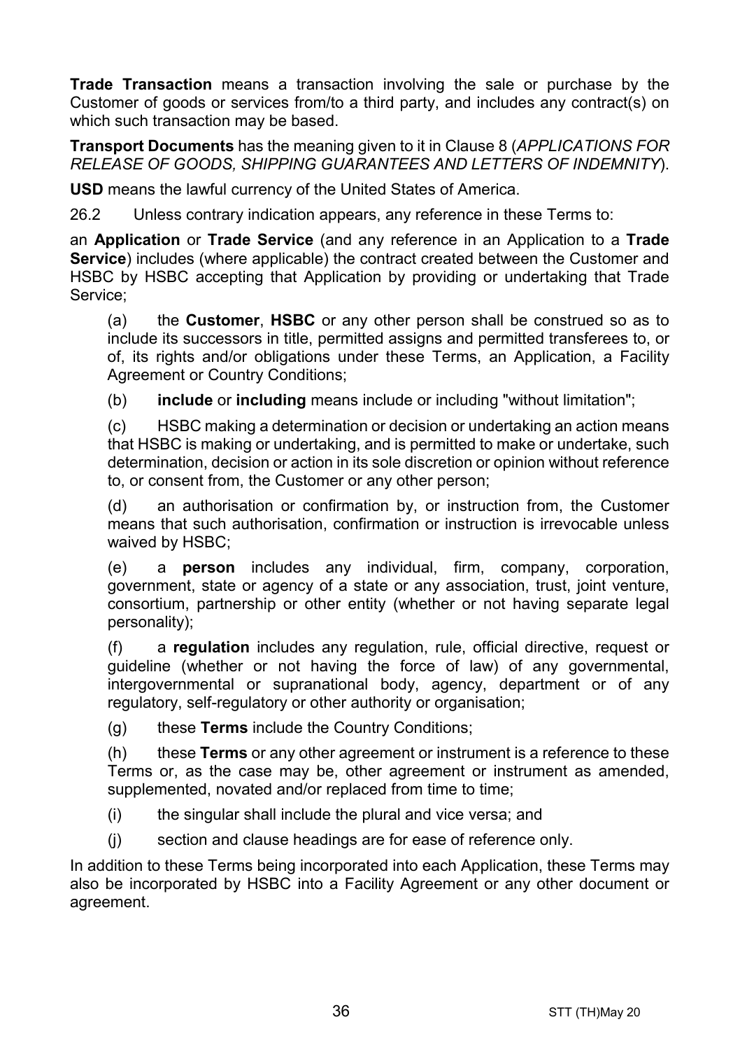**Trade Transaction** means a transaction involving the sale or purchase by the Customer of goods or services from/to a third party, and includes any contract(s) on which such transaction may be based.

**Transport Documents** has the meaning given to it in Clause 8 (*APPLICATIONS FOR RELEASE OF GOODS, SHIPPING GUARANTEES AND LETTERS OF INDEMNITY*).

**USD** means the lawful currency of the United States of America.

26.2 Unless contrary indication appears, any reference in these Terms to:

an **Application** or **Trade Service** (and any reference in an Application to a **Trade Service**) includes (where applicable) the contract created between the Customer and HSBC by HSBC accepting that Application by providing or undertaking that Trade Service;

(a) the **Customer**, **HSBC** or any other person shall be construed so as to include its successors in title, permitted assigns and permitted transferees to, or of, its rights and/or obligations under these Terms, an Application, a Facility Agreement or Country Conditions;

(b) **include** or **including** means include or including "without limitation";

(c) HSBC making a determination or decision or undertaking an action means that HSBC is making or undertaking, and is permitted to make or undertake, such determination, decision or action in its sole discretion or opinion without reference to, or consent from, the Customer or any other person;

(d) an authorisation or confirmation by, or instruction from, the Customer means that such authorisation, confirmation or instruction is irrevocable unless waived by HSBC;

(e) a **person** includes any individual, firm, company, corporation, government, state or agency of a state or any association, trust, joint venture, consortium, partnership or other entity (whether or not having separate legal personality);

(f) a **regulation** includes any regulation, rule, official directive, request or guideline (whether or not having the force of law) of any governmental, intergovernmental or supranational body, agency, department or of any regulatory, self-regulatory or other authority or organisation;

(g) these **Terms** include the Country Conditions;

(h) these **Terms** or any other agreement or instrument is a reference to these Terms or, as the case may be, other agreement or instrument as amended, supplemented, novated and/or replaced from time to time;

(i) the singular shall include the plural and vice versa; and

(j) section and clause headings are for ease of reference only.

In addition to these Terms being incorporated into each Application, these Terms may also be incorporated by HSBC into a Facility Agreement or any other document or agreement.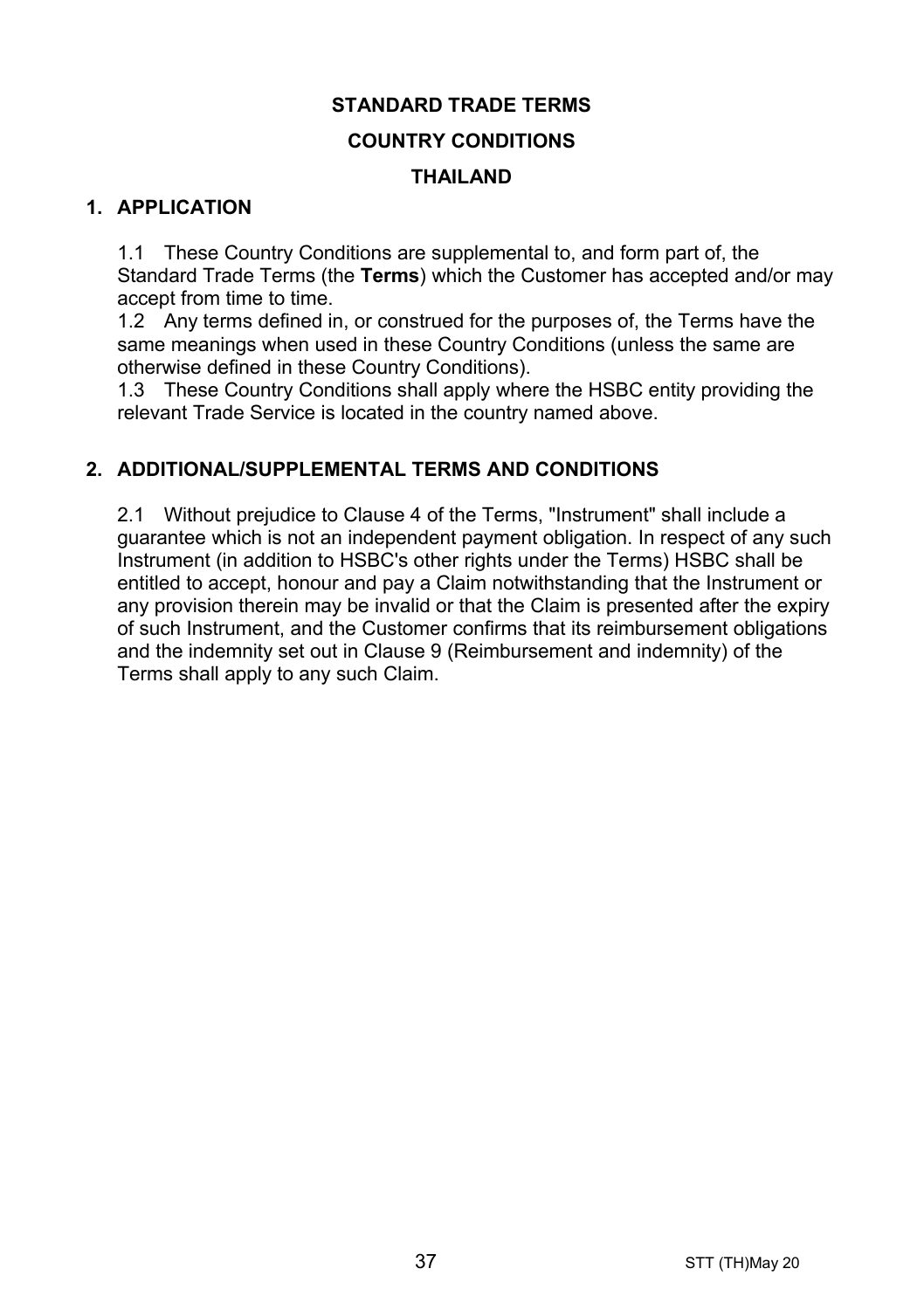# STANDARD TRADE TERMS

# COUNTRY CONDITIONS

# THAILAND

## 1. APPLICATION

1.1 These Country Conditions are supplemental to, and form part of, the Standard Trade Terms (the **Terms**) which the Customer has accepted and/or may accept from time to time.

1.2 Any terms defined in, or construed for the purposes of, the Terms have the same meanings when used in these Country Conditions (unless the same are otherwise defined in these Country Conditions).

1.3 These Country Conditions shall apply where the HSBC entity providing the relevant Trade Service is located in the country named above.

## 2. ADDITIONAL/SUPPLEMENTAL TERMS AND CONDITIONS

2.1 Without prejudice to Clause 4 of the Terms, "Instrument" shall include a guarantee which is not an independent payment obligation. In respect of any such Instrument (in addition to HSBC's other rights under the Terms) HSBC shall be entitled to accept, honour and pay a Claim notwithstanding that the Instrument or any provision therein may be invalid or that the Claim is presented after the expiry of such Instrument, and the Customer confirms that its reimbursement obligations and the indemnity set out in Clause 9 (Reimbursement and indemnity) of the Terms shall apply to any such Claim.